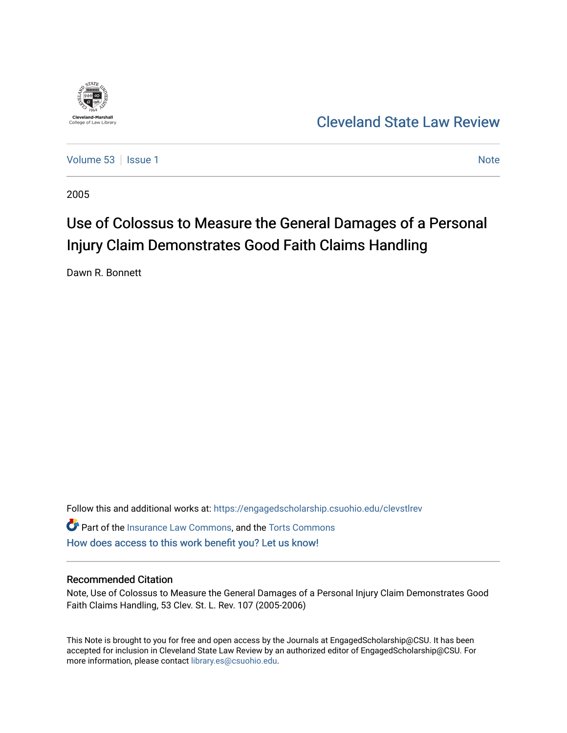Cleveland State Law Review

Volume 53 | Issue 1 | Note

2005

# Use of Colossus to Measure the General Damages of a Personal Injury Claim Demonstrates Good Faith Claims Handling

Dawn R. Bonnett

Follow this and additional works at: https://engagedscholarship.csuohio.edu/clevstlrev

Part of the Insurance Law Commons, and the Torts Commons

How does access to this work benefit you? Let us know!

## Recommended Citation

Note, Use of Colossus to Measure the General Damages of a Personal Injury Claim Demonstrates Good Faith Claims Handling, 53 Clev. St. L. Rev. 107 (2005-2006)

This Note is brought to you for free and open access by the Journals at EngagedScholarship@CSU. It has been accepted for inclusion in Cleveland State Law Review by an authorized editor of EngagedScholarship@CSU. For more information, please contact library.es@csuohio.edu.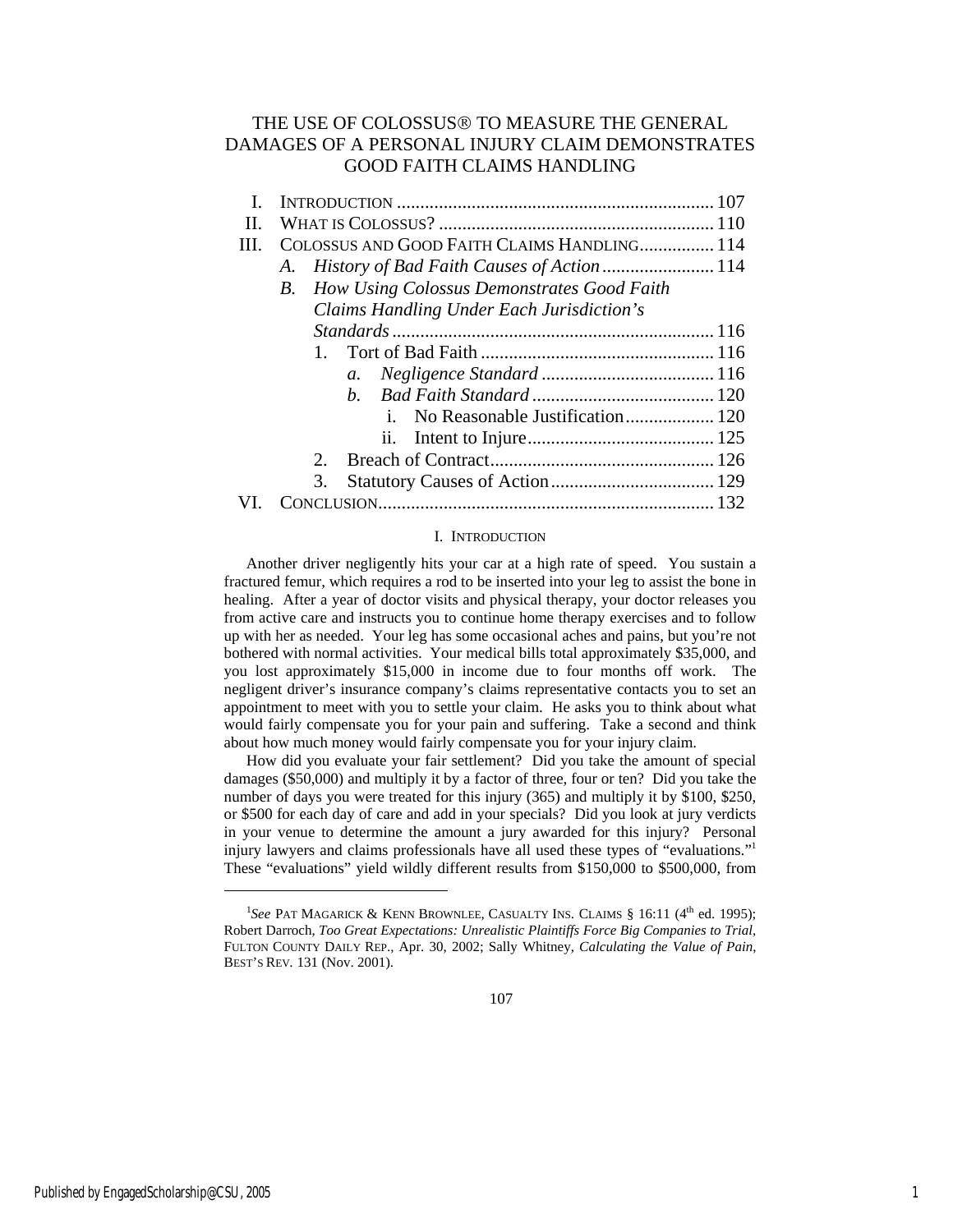# THE USE OF COLOSSUS® TO MEASURE THE GENERAL DAMAGES OF A PERSONAL INJURY CLAIM DEMONSTRATES GOOD FAITH CLAIMS HANDLING

I. INTRODUCTION .................................................................... 107
II. WHAT IS COLOSSUS? ........................................................... 110
III. COLOSSUS AND GOOD FAITH CLAIMS HANDLING................ 114
  A. *History of Bad Faith Causes of Action* ........................ 114
  B. *How Using Colossus Demonstrates Good Faith Claims Handling Under Each Jurisdiction's Standards* .................................................................... 116
    1. Tort of Bad Faith .................................................. 116
      a. *Negligence Standard* ..................................... 116
      b. *Bad Faith Standard* ....................................... 120
        i. No Reasonable Justification................... 120
        ii. Intent to Injure........................................ 125
    2. Breach of Contract................................................ 126
    3. Statutory Causes of Action................................... 129
VI. CONCLUSION........................................................................ 132

## I. INTRODUCTION

Another driver negligently hits your car at a high rate of speed. You sustain a fractured femur, which requires a rod to be inserted into your leg to assist the bone in healing. After a year of doctor visits and physical therapy, your doctor releases you from active care and instructs you to continue home therapy exercises and to follow up with her as needed. Your leg has some occasional aches and pains, but you're not bothered with normal activities. Your medical bills total approximately $35,000, and you lost approximately $15,000 in income due to four months off work. The negligent driver's insurance company's claims representative contacts you to set an appointment to meet with you to settle your claim. He asks you to think about what would fairly compensate you for your pain and suffering. Take a second and think about how much money would fairly compensate you for your injury claim.

How did you evaluate your fair settlement? Did you take the amount of special damages ($50,000) and multiply it by a factor of three, four or ten? Did you take the number of days you were treated for this injury (365) and multiply it by $100, $250, or $500 for each day of care and add in your specials? Did you look at jury verdicts in your venue to determine the amount a jury awarded for this injury? Personal injury lawyers and claims professionals have all used these types of "evaluations."[1] These "evaluations" yield wildly different results from $150,000 to $500,000, from

---

[1] *See* PAT MAGARICK & KENN BROWNLEE, CASUALTY INS. CLAIMS § 16:11 (4th ed. 1995); Robert Darroch, *Too Great Expectations: Unrealistic Plaintiffs Force Big Companies to Trial*, FULTON COUNTY DAILY REP., Apr. 30, 2002; Sally Whitney, *Calculating the Value of Pain*, BEST'S REV. 131 (Nov. 2001).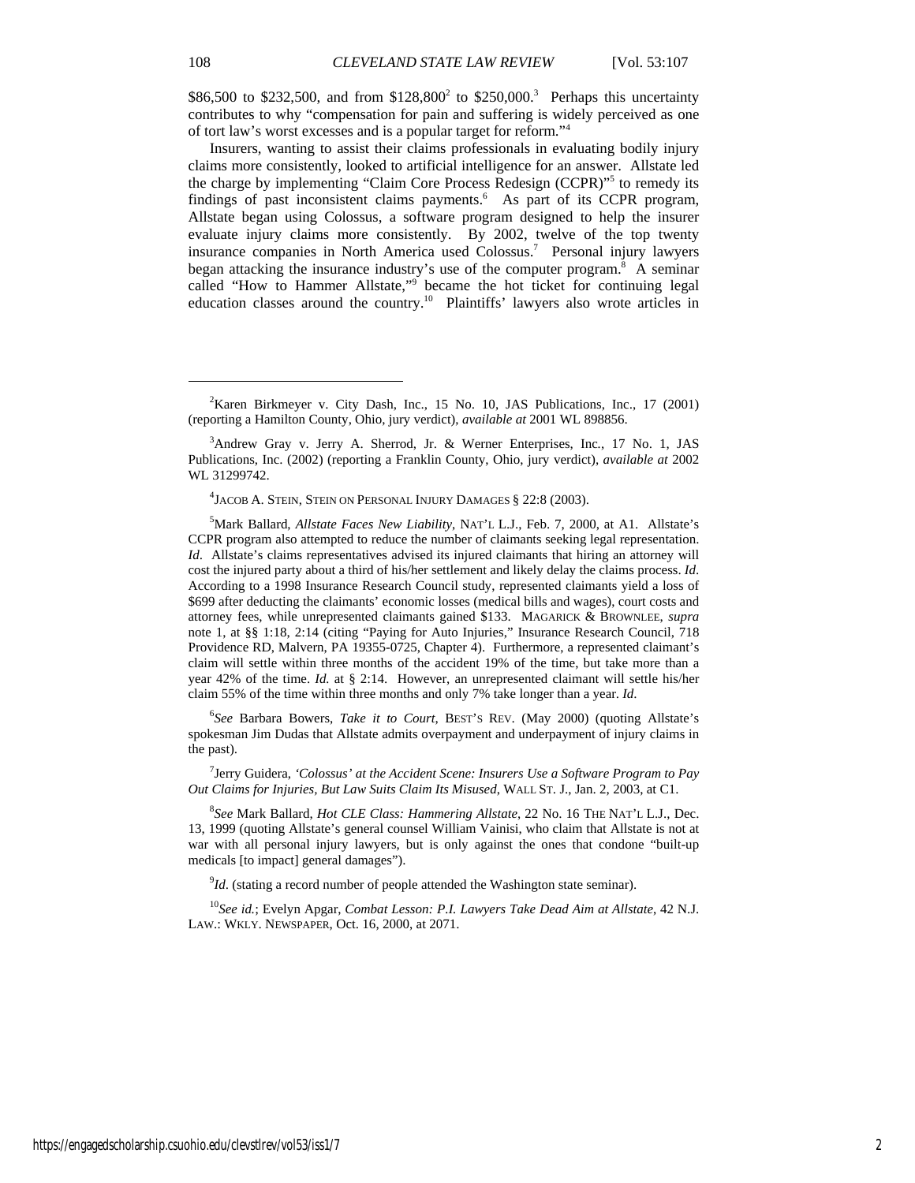$86,500 to $232,500, and from $128,800[2] to $250,000.[3] Perhaps this uncertainty contributes to why "compensation for pain and suffering is widely perceived as one of tort law's worst excesses and is a popular target for reform."[4]

Insurers, wanting to assist their claims professionals in evaluating bodily injury claims more consistently, looked to artificial intelligence for an answer. Allstate led the charge by implementing "Claim Core Process Redesign (CCPR)"[5] to remedy its findings of past inconsistent claims payments.[6] As part of its CCPR program, Allstate began using Colossus, a software program designed to help the insurer evaluate injury claims more consistently. By 2002, twelve of the top twenty insurance companies in North America used Colossus.[7] Personal injury lawyers began attacking the insurance industry's use of the computer program.[8] A seminar called "How to Hammer Allstate,"[9] became the hot ticket for continuing legal education classes around the country.[10] Plaintiffs' lawyers also wrote articles in

---

[2] Karen Birkmeyer v. City Dash, Inc., 15 No. 10, JAS Publications, Inc., 17 (2001) (reporting a Hamilton County, Ohio, jury verdict), *available at* 2001 WL 898856.

[3] Andrew Gray v. Jerry A. Sherrod, Jr. & Werner Enterprises, Inc., 17 No. 1, JAS Publications, Inc. (2002) (reporting a Franklin County, Ohio, jury verdict), *available at* 2002 WL 31299742.

[4] JACOB A. STEIN, STEIN ON PERSONAL INJURY DAMAGES § 22:8 (2003).

[5] Mark Ballard, *Allstate Faces New Liability*, NAT'L L.J., Feb. 7, 2000, at A1. Allstate's CCPR program also attempted to reduce the number of claimants seeking legal representation. *Id*. Allstate's claims representatives advised its injured claimants that hiring an attorney will cost the injured party about a third of his/her settlement and likely delay the claims process. *Id*. According to a 1998 Insurance Research Council study, represented claimants yield a loss of $699 after deducting the claimants' economic losses (medical bills and wages), court costs and attorney fees, while unrepresented claimants gained $133. MAGARICK & BROWNLEE, *supra* note 1, at §§ 1:18, 2:14 (citing "Paying for Auto Injuries," Insurance Research Council, 718 Providence RD, Malvern, PA 19355-0725, Chapter 4). Furthermore, a represented claimant's claim will settle within three months of the accident 19% of the time, but take more than a year 42% of the time. *Id.* at § 2:14. However, an unrepresented claimant will settle his/her claim 55% of the time within three months and only 7% take longer than a year. *Id*.

[6] *See* Barbara Bowers, *Take it to Court*, BEST'S REV. (May 2000) (quoting Allstate's spokesman Jim Dudas that Allstate admits overpayment and underpayment of injury claims in the past).

[7] Jerry Guidera, *'Colossus' at the Accident Scene: Insurers Use a Software Program to Pay Out Claims for Injuries, But Law Suits Claim Its Misused*, WALL ST. J., Jan. 2, 2003, at C1.

[8] *See* Mark Ballard, *Hot CLE Class: Hammering Allstate*, 22 No. 16 THE NAT'L L.J., Dec. 13, 1999 (quoting Allstate's general counsel William Vainisi, who claim that Allstate is not at war with all personal injury lawyers, but is only against the ones that condone "built-up medicals [to impact] general damages").

[9] *Id*. (stating a record number of people attended the Washington state seminar).

[10] *See id.*; Evelyn Apgar, *Combat Lesson: P.I. Lawyers Take Dead Aim at Allstate*, 42 N.J. LAW.: WKLY. NEWSPAPER, Oct. 16, 2000, at 2071.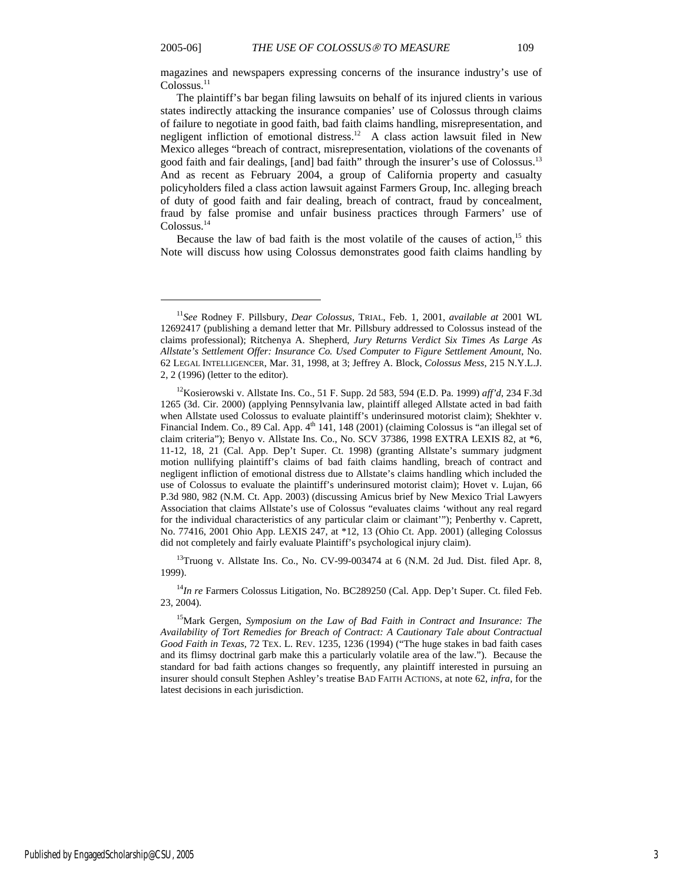magazines and newspapers expressing concerns of the insurance industry's use of Colossus.[11]

The plaintiff's bar began filing lawsuits on behalf of its injured clients in various states indirectly attacking the insurance companies' use of Colossus through claims of failure to negotiate in good faith, bad faith claims handling, misrepresentation, and negligent infliction of emotional distress.[12] A class action lawsuit filed in New Mexico alleges "breach of contract, misrepresentation, violations of the covenants of good faith and fair dealings, [and] bad faith" through the insurer's use of Colossus.[13] And as recent as February 2004, a group of California property and casualty policyholders filed a class action lawsuit against Farmers Group, Inc. alleging breach of duty of good faith and fair dealing, breach of contract, fraud by concealment, fraud by false promise and unfair business practices through Farmers' use of Colossus.[14]

Because the law of bad faith is the most volatile of the causes of action,[15] this Note will discuss how using Colossus demonstrates good faith claims handling by

---

[11] *See* Rodney F. Pillsbury, *Dear Colossus*, TRIAL, Feb. 1, 2001, *available at* 2001 WL 12692417 (publishing a demand letter that Mr. Pillsbury addressed to Colossus instead of the claims professional); Ritchenya A. Shepherd, *Jury Returns Verdict Six Times As Large As Allstate's Settlement Offer: Insurance Co. Used Computer to Figure Settlement Amount*, No. 62 LEGAL INTELLIGENCER, Mar. 31, 1998, at 3; Jeffrey A. Block, *Colossus Mess*, 215 N.Y.L.J. 2, 2 (1996) (letter to the editor).

[12] Kosierowski v. Allstate Ins. Co., 51 F. Supp. 2d 583, 594 (E.D. Pa. 1999) *aff'd*, 234 F.3d 1265 (3d. Cir. 2000) (applying Pennsylvania law, plaintiff alleged Allstate acted in bad faith when Allstate used Colossus to evaluate plaintiff's underinsured motorist claim); Shekhter v. Financial Indem. Co., 89 Cal. App. 4th 141, 148 (2001) (claiming Colossus is "an illegal set of claim criteria"); Benyo v. Allstate Ins. Co., No. SCV 37386, 1998 EXTRA LEXIS 82, at *6, 11-12, 18, 21 (Cal. App. Dep't Super. Ct. 1998) (granting Allstate's summary judgment motion nullifying plaintiff's claims of bad faith claims handling, breach of contract and negligent infliction of emotional distress due to Allstate's claims handling which included the use of Colossus to evaluate the plaintiff's underinsured motorist claim); Hovet v. Lujan, 66 P.3d 980, 982 (N.M. Ct. App. 2003) (discussing Amicus brief by New Mexico Trial Lawyers Association that claims Allstate's use of Colossus "evaluates claims 'without any real regard for the individual characteristics of any particular claim or claimant'"); Penberthy v. Caprett, No. 77416, 2001 Ohio App. LEXIS 247, at *12, 13 (Ohio Ct. App. 2001) (alleging Colossus did not completely and fairly evaluate Plaintiff's psychological injury claim).

[13] Truong v. Allstate Ins. Co., No. CV-99-003474 at 6 (N.M. 2d Jud. Dist. filed Apr. 8, 1999).

[14] *In re* Farmers Colossus Litigation, No. BC289250 (Cal. App. Dep't Super. Ct. filed Feb. 23, 2004).

[15] Mark Gergen, *Symposium on the Law of Bad Faith in Contract and Insurance: The Availability of Tort Remedies for Breach of Contract: A Cautionary Tale about Contractual Good Faith in Texas*, 72 TEX. L. REV. 1235, 1236 (1994) ("The huge stakes in bad faith cases and its flimsy doctrinal garb make this a particularly volatile area of the law."). Because the standard for bad faith actions changes so frequently, any plaintiff interested in pursuing an insurer should consult Stephen Ashley's treatise BAD FAITH ACTIONS, at note 62, *infra*, for the latest decisions in each jurisdiction.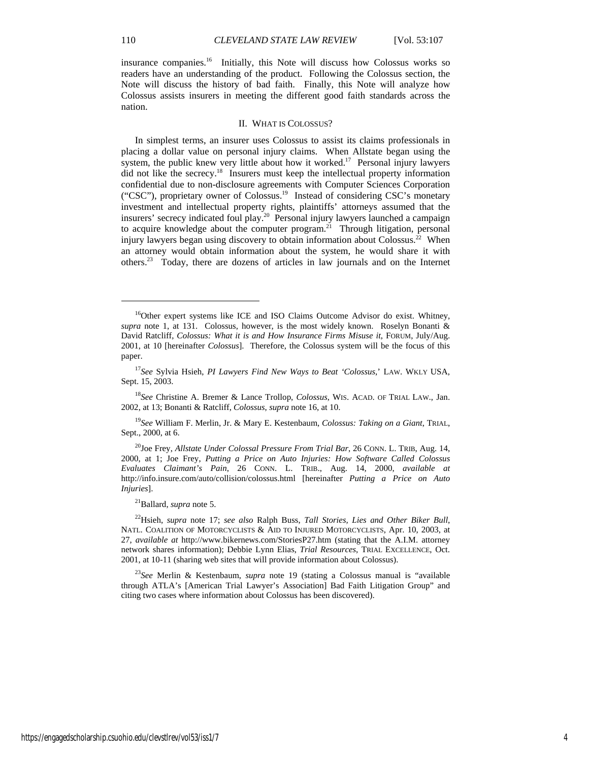insurance companies.[16] Initially, this Note will discuss how Colossus works so readers have an understanding of the product. Following the Colossus section, the Note will discuss the history of bad faith. Finally, this Note will analyze how Colossus assists insurers in meeting the different good faith standards across the nation.

## II. WHAT IS COLOSSUS?

In simplest terms, an insurer uses Colossus to assist its claims professionals in placing a dollar value on personal injury claims. When Allstate began using the system, the public knew very little about how it worked.[17] Personal injury lawyers did not like the secrecy.[18] Insurers must keep the intellectual property information confidential due to non-disclosure agreements with Computer Sciences Corporation ("CSC"), proprietary owner of Colossus.[19] Instead of considering CSC's monetary investment and intellectual property rights, plaintiffs' attorneys assumed that the insurers' secrecy indicated foul play.[20] Personal injury lawyers launched a campaign to acquire knowledge about the computer program.[21] Through litigation, personal injury lawyers began using discovery to obtain information about Colossus.[22] When an attorney would obtain information about the system, he would share it with others.[23] Today, there are dozens of articles in law journals and on the Internet

---

[16] Other expert systems like ICE and ISO Claims Outcome Advisor do exist. Whitney, *supra* note 1, at 131. Colossus, however, is the most widely known. Roselyn Bonanti & David Ratcliff, *Colossus: What it is and How Insurance Firms Misuse it*, FORUM, July/Aug. 2001, at 10 [hereinafter *Colossus*]. Therefore, the Colossus system will be the focus of this paper.

[17] *See* Sylvia Hsieh, *PI Lawyers Find New Ways to Beat 'Colossus*,' LAW. WKLY USA, Sept. 15, 2003.

[18] *See* Christine A. Bremer & Lance Trollop, *Colossus*, WIS. ACAD. OF TRIAL LAW., Jan. 2002, at 13; Bonanti & Ratcliff, *Colossus*, *supra* note 16, at 10.

[19] *See* William F. Merlin, Jr. & Mary E. Kestenbaum, *Colossus: Taking on a Giant*, TRIAL, Sept., 2000, at 6.

[20] Joe Frey, *Allstate Under Colossal Pressure From Trial Bar*, 26 CONN. L. TRIB, Aug. 14, 2000, at 1; Joe Frey, *Putting a Price on Auto Injuries: How Software Called Colossus Evaluates Claimant's Pain*, 26 CONN. L. TRIB., Aug. 14, 2000, *available at* http://info.insure.com/auto/collision/colossus.html [hereinafter *Putting a Price on Auto Injuries*].

[21] Ballard, *supra* note 5.

[22] Hsieh, *supra* note 17; *see also* Ralph Buss, *Tall Stories, Lies and Other Biker Bull*, NATL. COALITION OF MOTORCYCLISTS & AID TO INJURED MOTORCYCLISTS, Apr. 10, 2003, at 27, *available at* http://www.bikernews.com/StoriesP27.htm (stating that the A.I.M. attorney network shares information); Debbie Lynn Elias, *Trial Resources*, TRIAL EXCELLENCE, Oct. 2001, at 10-11 (sharing web sites that will provide information about Colossus).

[23] *See* Merlin & Kestenbaum, *supra* note 19 (stating a Colossus manual is "available through ATLA's [American Trial Lawyer's Association] Bad Faith Litigation Group" and citing two cases where information about Colossus has been discovered).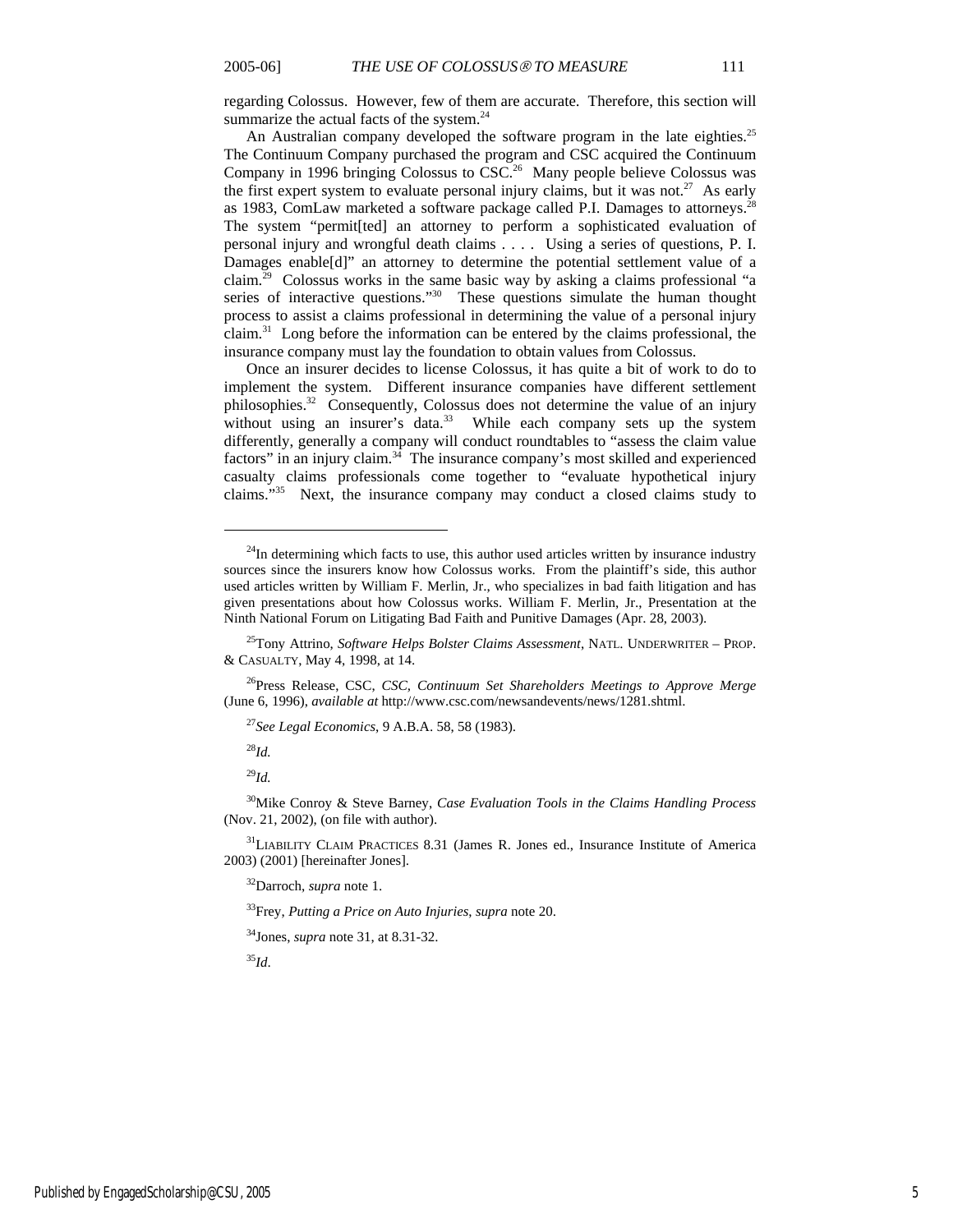regarding Colossus. However, few of them are accurate. Therefore, this section will summarize the actual facts of the system.[24]

An Australian company developed the software program in the late eighties.[25] The Continuum Company purchased the program and CSC acquired the Continuum Company in 1996 bringing Colossus to CSC.[26] Many people believe Colossus was the first expert system to evaluate personal injury claims, but it was not.[27] As early as 1983, ComLaw marketed a software package called P.I. Damages to attorneys.[28] The system "permit[ted] an attorney to perform a sophisticated evaluation of personal injury and wrongful death claims . . . . Using a series of questions, P. I. Damages enable[d]" an attorney to determine the potential settlement value of a claim.[29] Colossus works in the same basic way by asking a claims professional "a series of interactive questions."[30] These questions simulate the human thought process to assist a claims professional in determining the value of a personal injury claim.[31] Long before the information can be entered by the claims professional, the insurance company must lay the foundation to obtain values from Colossus.

Once an insurer decides to license Colossus, it has quite a bit of work to do to implement the system. Different insurance companies have different settlement philosophies.[32] Consequently, Colossus does not determine the value of an injury without using an insurer's data.[33] While each company sets up the system differently, generally a company will conduct roundtables to "assess the claim value factors" in an injury claim.[34] The insurance company's most skilled and experienced casualty claims professionals come together to "evaluate hypothetical injury claims."[35] Next, the insurance company may conduct a closed claims study to

---

[24]In determining which facts to use, this author used articles written by insurance industry sources since the insurers know how Colossus works. From the plaintiff's side, this author used articles written by William F. Merlin, Jr., who specializes in bad faith litigation and has given presentations about how Colossus works. William F. Merlin, Jr., Presentation at the Ninth National Forum on Litigating Bad Faith and Punitive Damages (Apr. 28, 2003).

[25]Tony Attrino, *Software Helps Bolster Claims Assessment*, NATL. UNDERWRITER – PROP. & CASUALTY, May 4, 1998, at 14.

[26]Press Release, CSC, *CSC, Continuum Set Shareholders Meetings to Approve Merge* (June 6, 1996), *available at* http://www.csc.com/newsandevents/news/1281.shtml.

[27]*See Legal Economics*, 9 A.B.A. 58, 58 (1983).

[28]*Id.*

[29]*Id.*

[30]Mike Conroy & Steve Barney, *Case Evaluation Tools in the Claims Handling Process* (Nov. 21, 2002), (on file with author).

[31]LIABILITY CLAIM PRACTICES 8.31 (James R. Jones ed., Insurance Institute of America 2003) (2001) [hereinafter Jones].

[32]Darroch, *supra* note 1.

[33]Frey, *Putting a Price on Auto Injuries*, *supra* note 20.

[34]Jones, *supra* note 31, at 8.31-32.

[35]*Id*.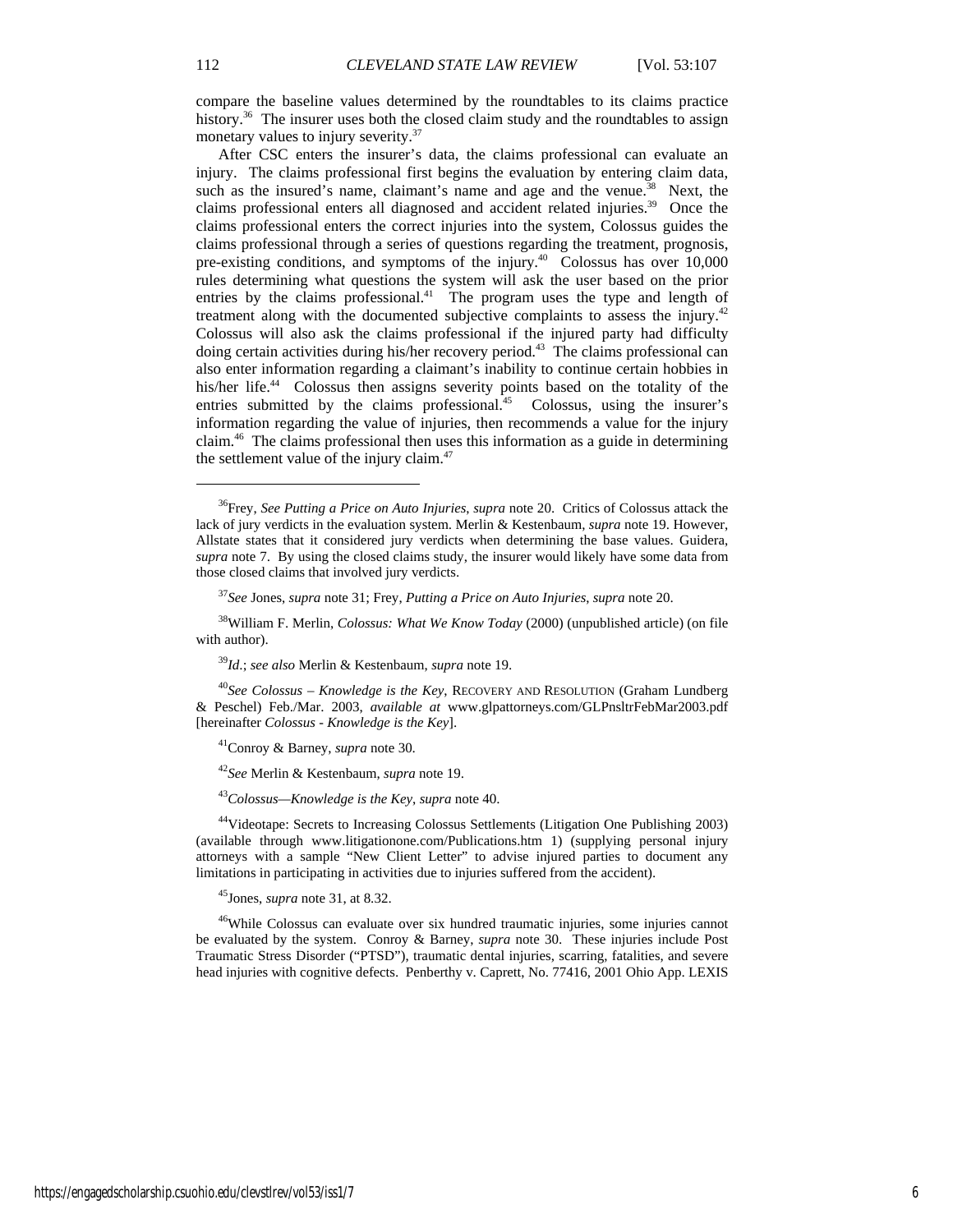compare the baseline values determined by the roundtables to its claims practice history.[36] The insurer uses both the closed claim study and the roundtables to assign monetary values to injury severity.[37]

After CSC enters the insurer's data, the claims professional can evaluate an injury. The claims professional first begins the evaluation by entering claim data, such as the insured's name, claimant's name and age and the venue.[38] Next, the claims professional enters all diagnosed and accident related injuries.[39] Once the claims professional enters the correct injuries into the system, Colossus guides the claims professional through a series of questions regarding the treatment, prognosis, pre-existing conditions, and symptoms of the injury.[40] Colossus has over 10,000 rules determining what questions the system will ask the user based on the prior entries by the claims professional.[41] The program uses the type and length of treatment along with the documented subjective complaints to assess the injury.[42] Colossus will also ask the claims professional if the injured party had difficulty doing certain activities during his/her recovery period.[43] The claims professional can also enter information regarding a claimant's inability to continue certain hobbies in his/her life.[44] Colossus then assigns severity points based on the totality of the entries submitted by the claims professional.[45] Colossus, using the insurer's information regarding the value of injuries, then recommends a value for the injury claim.[46] The claims professional then uses this information as a guide in determining the settlement value of the injury claim.[47]

---

[36] Frey, *See Putting a Price on Auto Injuries*, *supra* note 20. Critics of Colossus attack the lack of jury verdicts in the evaluation system. Merlin & Kestenbaum, *supra* note 19. However, Allstate states that it considered jury verdicts when determining the base values. Guidera, *supra* note 7. By using the closed claims study, the insurer would likely have some data from those closed claims that involved jury verdicts.

[37] *See* Jones, *supra* note 31; Frey, *Putting a Price on Auto Injuries*, *supra* note 20.

[38] William F. Merlin, *Colossus: What We Know Today* (2000) (unpublished article) (on file with author).

[39] *Id.*; *see also* Merlin & Kestenbaum, *supra* note 19.

[40] *See Colossus – Knowledge is the Key*, RECOVERY AND RESOLUTION (Graham Lundberg & Peschel) Feb./Mar. 2003, *available at* www.glpattorneys.com/GLPnsltrFebMar2003.pdf [hereinafter *Colossus - Knowledge is the Key*].

[41] Conroy & Barney, *supra* note 30.

[42] *See* Merlin & Kestenbaum, *supra* note 19.

[43] *Colossus—Knowledge is the Key*, *supra* note 40.

[44] Videotape: Secrets to Increasing Colossus Settlements (Litigation One Publishing 2003) (available through www.litigationone.com/Publications.htm 1) (supplying personal injury attorneys with a sample "New Client Letter" to advise injured parties to document any limitations in participating in activities due to injuries suffered from the accident).

[45] Jones, *supra* note 31, at 8.32.

[46] While Colossus can evaluate over six hundred traumatic injuries, some injuries cannot be evaluated by the system. Conroy & Barney, *supra* note 30. These injuries include Post Traumatic Stress Disorder ("PTSD"), traumatic dental injuries, scarring, fatalities, and severe head injuries with cognitive defects. Penberthy v. Caprett, No. 77416, 2001 Ohio App. LEXIS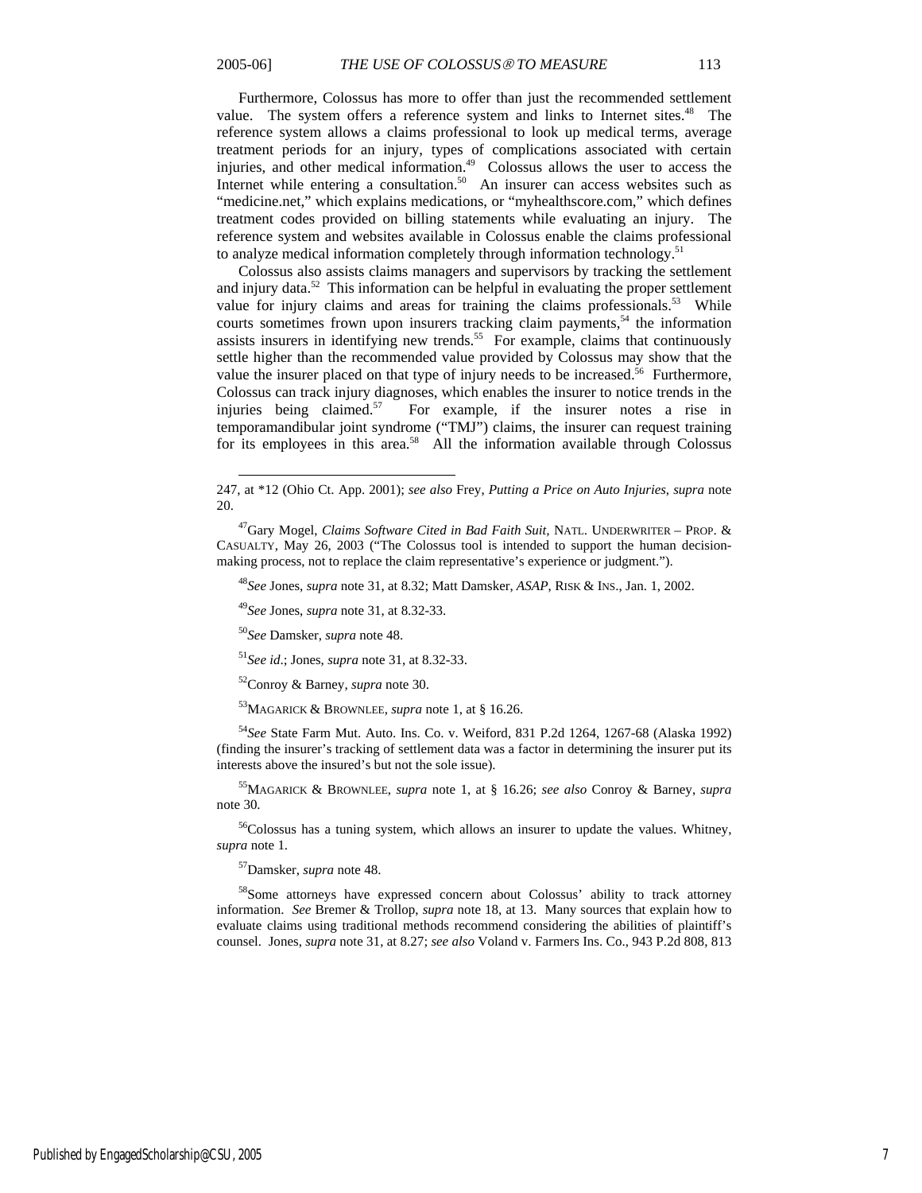Furthermore, Colossus has more to offer than just the recommended settlement value. The system offers a reference system and links to Internet sites.[48] The reference system allows a claims professional to look up medical terms, average treatment periods for an injury, types of complications associated with certain injuries, and other medical information.[49] Colossus allows the user to access the Internet while entering a consultation.[50] An insurer can access websites such as "medicine.net," which explains medications, or "myhealthscore.com," which defines treatment codes provided on billing statements while evaluating an injury. The reference system and websites available in Colossus enable the claims professional to analyze medical information completely through information technology.[51]

Colossus also assists claims managers and supervisors by tracking the settlement and injury data.[52] This information can be helpful in evaluating the proper settlement value for injury claims and areas for training the claims professionals.[53] While courts sometimes frown upon insurers tracking claim payments,[54] the information assists insurers in identifying new trends.[55] For example, claims that continuously settle higher than the recommended value provided by Colossus may show that the value the insurer placed on that type of injury needs to be increased.[56] Furthermore, Colossus can track injury diagnoses, which enables the insurer to notice trends in the injuries being claimed.[57] For example, if the insurer notes a rise in temporamandibular joint syndrome ("TMJ") claims, the insurer can request training for its employees in this area.[58] All the information available through Colossus

---

247, at *12 (Ohio Ct. App. 2001); *see also* Frey, *Putting a Price on Auto Injuries*, *supra* note 20.

[47] Gary Mogel, *Claims Software Cited in Bad Faith Suit*, NATL. UNDERWRITER – PROP. & CASUALTY, May 26, 2003 ("The Colossus tool is intended to support the human decision-making process, not to replace the claim representative's experience or judgment.").

[48] *See* Jones, *supra* note 31, at 8.32; Matt Damsker, *ASAP*, RISK & INS., Jan. 1, 2002.

[49] *See* Jones, *supra* note 31, at 8.32-33.

[50] *See* Damsker, *supra* note 48.

[51] *See id*.; Jones, *supra* note 31, at 8.32-33.

[52] Conroy & Barney, *supra* note 30.

[53] MAGARICK & BROWNLEE, *supra* note 1, at § 16.26.

[54] *See* State Farm Mut. Auto. Ins. Co. v. Weiford, 831 P.2d 1264, 1267-68 (Alaska 1992) (finding the insurer's tracking of settlement data was a factor in determining the insurer put its interests above the insured's but not the sole issue).

[55] MAGARICK & BROWNLEE, *supra* note 1, at § 16.26; *see also* Conroy & Barney, *supra* note 30.

[56] Colossus has a tuning system, which allows an insurer to update the values. Whitney, *supra* note 1.

[57] Damsker, *supra* note 48.

[58] Some attorneys have expressed concern about Colossus' ability to track attorney information. *See* Bremer & Trollop, *supra* note 18, at 13. Many sources that explain how to evaluate claims using traditional methods recommend considering the abilities of plaintiff's counsel. Jones, *supra* note 31, at 8.27; *see also* Voland v. Farmers Ins. Co., 943 P.2d 808, 813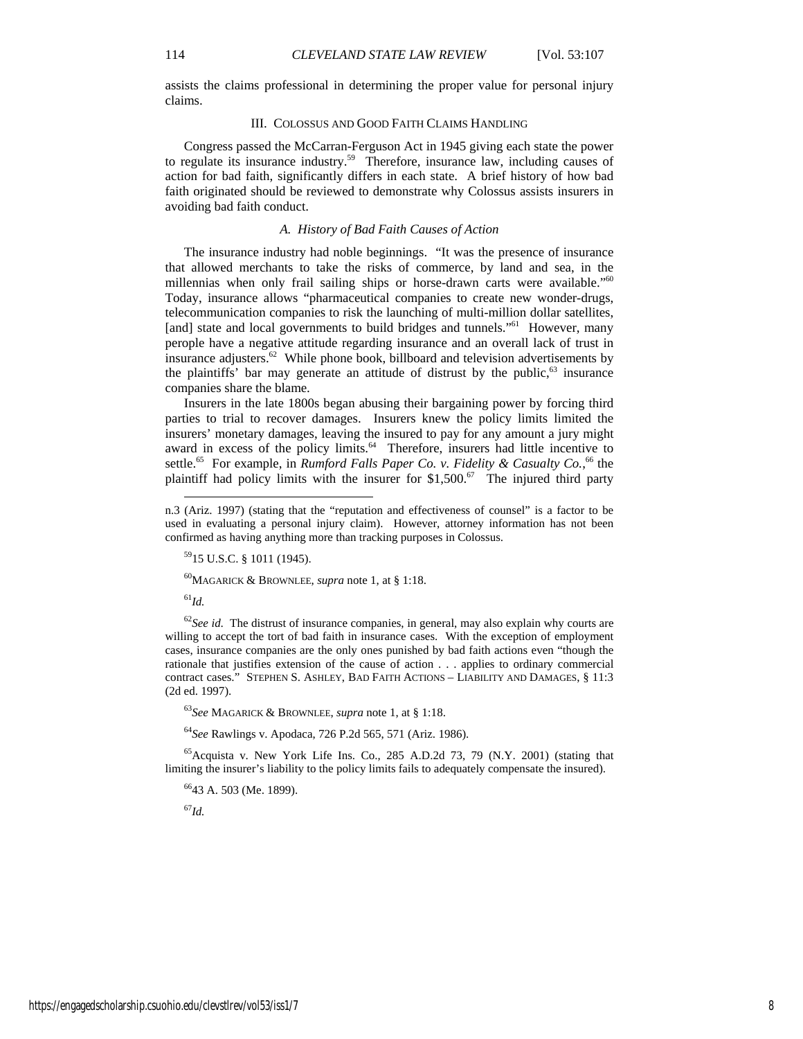assists the claims professional in determining the proper value for personal injury claims.

## III. Colossus and Good Faith Claims Handling

Congress passed the McCarran-Ferguson Act in 1945 giving each state the power to regulate its insurance industry.[59] Therefore, insurance law, including causes of action for bad faith, significantly differs in each state. A brief history of how bad faith originated should be reviewed to demonstrate why Colossus assists insurers in avoiding bad faith conduct.

### *A. History of Bad Faith Causes of Action*

The insurance industry had noble beginnings. "It was the presence of insurance that allowed merchants to take the risks of commerce, by land and sea, in the millennias when only frail sailing ships or horse-drawn carts were available."[60] Today, insurance allows "pharmaceutical companies to create new wonder-drugs, telecommunication companies to risk the launching of multi-million dollar satellites, [and] state and local governments to build bridges and tunnels."[61] However, many perople have a negative attitude regarding insurance and an overall lack of trust in insurance adjusters.[62] While phone book, billboard and television advertisements by the plaintiffs' bar may generate an attitude of distrust by the public,[63] insurance companies share the blame.

Insurers in the late 1800s began abusing their bargaining power by forcing third parties to trial to recover damages. Insurers knew the policy limits limited the insurers' monetary damages, leaving the insured to pay for any amount a jury might award in excess of the policy limits.[64] Therefore, insurers had little incentive to settle.[65] For example, in *Rumford Falls Paper Co. v. Fidelity & Casualty Co.*,[66] the plaintiff had policy limits with the insurer for $1,500.[67] The injured third party

---

n.3 (Ariz. 1997) (stating that the "reputation and effectiveness of counsel" is a factor to be used in evaluating a personal injury claim). However, attorney information has not been confirmed as having anything more than tracking purposes in Colossus.

[59] 15 U.S.C. § 1011 (1945).

[60] Magarick & Brownlee, *supra* note 1, at § 1:18.

[61] *Id.*

[62] *See id.* The distrust of insurance companies, in general, may also explain why courts are willing to accept the tort of bad faith in insurance cases. With the exception of employment cases, insurance companies are the only ones punished by bad faith actions even "though the rationale that justifies extension of the cause of action . . . applies to ordinary commercial contract cases." Stephen S. Ashley, Bad Faith Actions – Liability and Damages, § 11:3 (2d ed. 1997).

[63] *See* Magarick & Brownlee, *supra* note 1, at § 1:18.

[64] *See* Rawlings v. Apodaca, 726 P.2d 565, 571 (Ariz. 1986).

[65] Acquista v. New York Life Ins. Co., 285 A.D.2d 73, 79 (N.Y. 2001) (stating that limiting the insurer's liability to the policy limits fails to adequately compensate the insured).

[66] 43 A. 503 (Me. 1899).

[67] *Id.*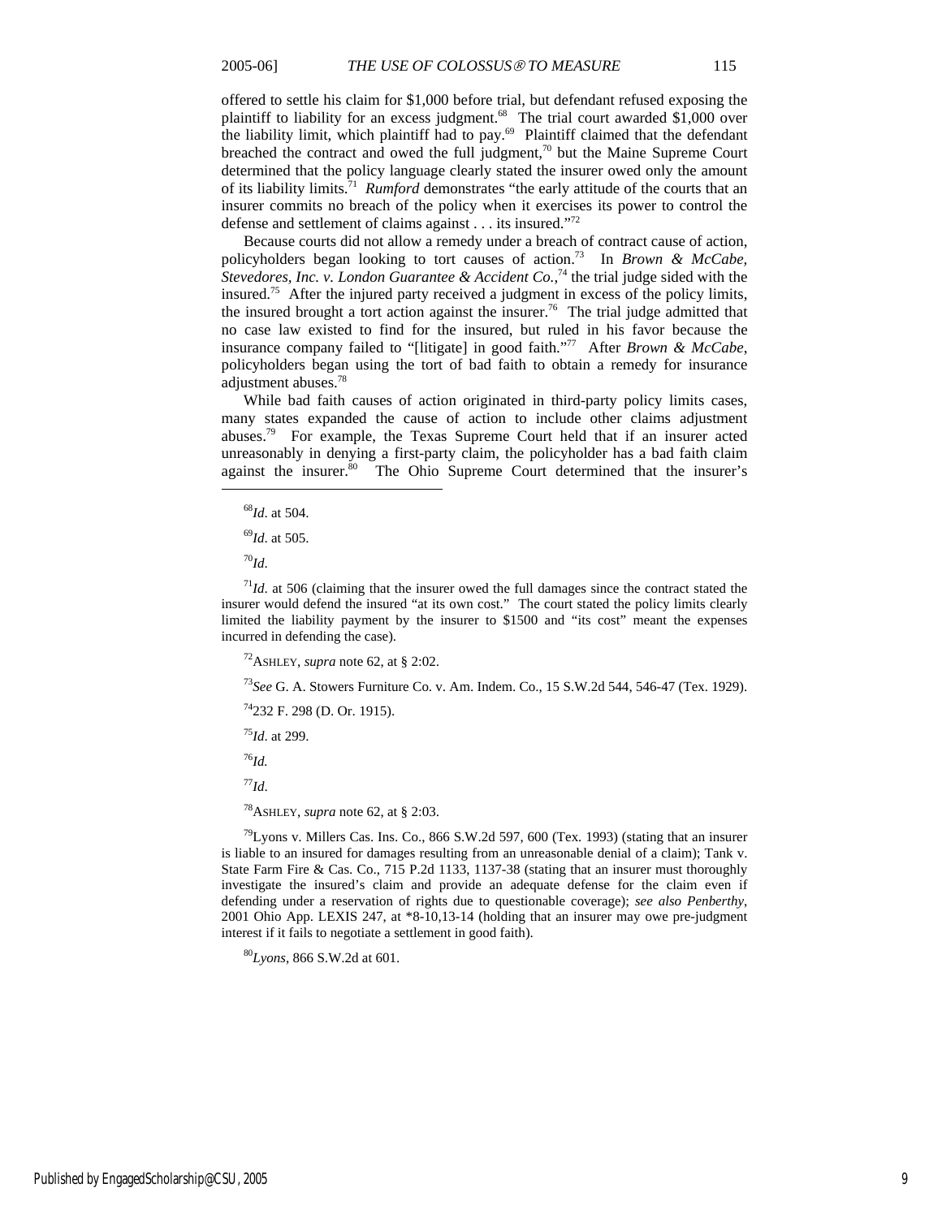offered to settle his claim for $1,000 before trial, but defendant refused exposing the plaintiff to liability for an excess judgment.[68] The trial court awarded $1,000 over the liability limit, which plaintiff had to pay.[69] Plaintiff claimed that the defendant breached the contract and owed the full judgment,[70] but the Maine Supreme Court determined that the policy language clearly stated the insurer owed only the amount of its liability limits.[71] *Rumford* demonstrates "the early attitude of the courts that an insurer commits no breach of the policy when it exercises its power to control the defense and settlement of claims against . . . its insured."[72]

Because courts did not allow a remedy under a breach of contract cause of action, policyholders began looking to tort causes of action.[73] In *Brown & McCabe, Stevedores, Inc. v. London Guarantee & Accident Co.*,[74] the trial judge sided with the insured.[75] After the injured party received a judgment in excess of the policy limits, the insured brought a tort action against the insurer.[76] The trial judge admitted that no case law existed to find for the insured, but ruled in his favor because the insurance company failed to "[litigate] in good faith."[77] After *Brown & McCabe*, policyholders began using the tort of bad faith to obtain a remedy for insurance adjustment abuses.[78]

While bad faith causes of action originated in third-party policy limits cases, many states expanded the cause of action to include other claims adjustment abuses.[79] For example, the Texas Supreme Court held that if an insurer acted unreasonably in denying a first-party claim, the policyholder has a bad faith claim against the insurer.[80] The Ohio Supreme Court determined that the insurer's

---

[68] *Id*. at 504.

[69] *Id*. at 505.

[70] *Id*.

[71] *Id*. at 506 (claiming that the insurer owed the full damages since the contract stated the insurer would defend the insured "at its own cost." The court stated the policy limits clearly limited the liability payment by the insurer to $1500 and "its cost" meant the expenses incurred in defending the case).

[72] ASHLEY, *supra* note 62, at § 2:02.

[73] *See* G. A. Stowers Furniture Co. v. Am. Indem. Co., 15 S.W.2d 544, 546-47 (Tex. 1929).

[74] 232 F. 298 (D. Or. 1915).

[75] *Id*. at 299.

[76] *Id.*

[77] *Id*.

[78] ASHLEY, *supra* note 62, at § 2:03.

[79] Lyons v. Millers Cas. Ins. Co., 866 S.W.2d 597, 600 (Tex. 1993) (stating that an insurer is liable to an insured for damages resulting from an unreasonable denial of a claim); Tank v. State Farm Fire & Cas. Co., 715 P.2d 1133, 1137-38 (stating that an insurer must thoroughly investigate the insured's claim and provide an adequate defense for the claim even if defending under a reservation of rights due to questionable coverage); *see also Penberthy*, 2001 Ohio App. LEXIS 247, at *8-10,13-14 (holding that an insurer may owe pre-judgment interest if it fails to negotiate a settlement in good faith).

[80] *Lyons*, 866 S.W.2d at 601.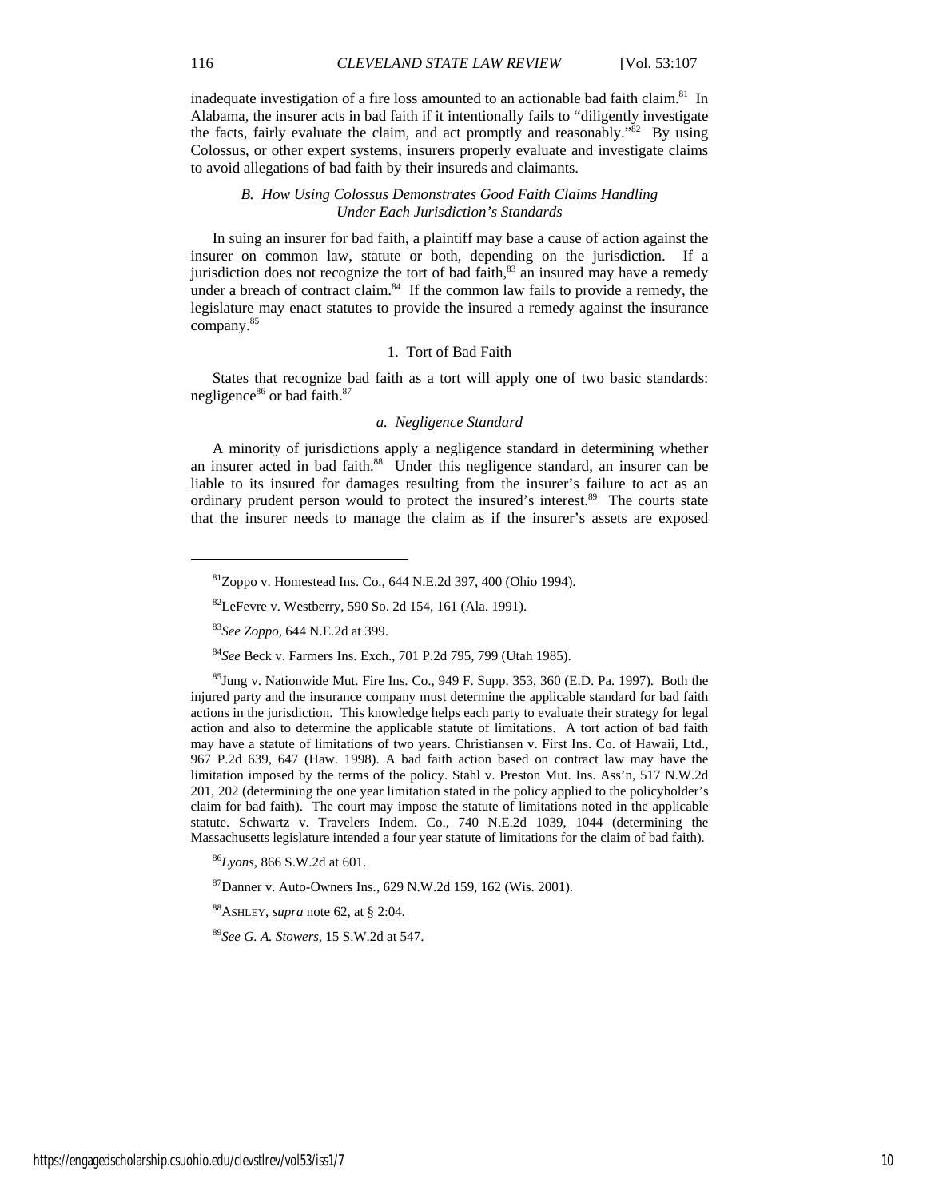inadequate investigation of a fire loss amounted to an actionable bad faith claim.[81] In Alabama, the insurer acts in bad faith if it intentionally fails to "diligently investigate the facts, fairly evaluate the claim, and act promptly and reasonably."[82] By using Colossus, or other expert systems, insurers properly evaluate and investigate claims to avoid allegations of bad faith by their insureds and claimants.

### *B. How Using Colossus Demonstrates Good Faith Claims Handling Under Each Jurisdiction's Standards*

In suing an insurer for bad faith, a plaintiff may base a cause of action against the insurer on common law, statute or both, depending on the jurisdiction. If a jurisdiction does not recognize the tort of bad faith,[83] an insured may have a remedy under a breach of contract claim.[84] If the common law fails to provide a remedy, the legislature may enact statutes to provide the insured a remedy against the insurance company.[85]

#### 1. Tort of Bad Faith

States that recognize bad faith as a tort will apply one of two basic standards: negligence[86] or bad faith.[87]

##### *a. Negligence Standard*

A minority of jurisdictions apply a negligence standard in determining whether an insurer acted in bad faith.[88] Under this negligence standard, an insurer can be liable to its insured for damages resulting from the insurer's failure to act as an ordinary prudent person would to protect the insured's interest.[89] The courts state that the insurer needs to manage the claim as if the insurer's assets are exposed

---

[81] Zoppo v. Homestead Ins. Co., 644 N.E.2d 397, 400 (Ohio 1994).

[82] LeFevre v. Westberry, 590 So. 2d 154, 161 (Ala. 1991).

[83] *See Zoppo*, 644 N.E.2d at 399.

[84] *See* Beck v. Farmers Ins. Exch., 701 P.2d 795, 799 (Utah 1985).

[85] Jung v. Nationwide Mut. Fire Ins. Co., 949 F. Supp. 353, 360 (E.D. Pa. 1997). Both the injured party and the insurance company must determine the applicable standard for bad faith actions in the jurisdiction. This knowledge helps each party to evaluate their strategy for legal action and also to determine the applicable statute of limitations. A tort action of bad faith may have a statute of limitations of two years. Christiansen v. First Ins. Co. of Hawaii, Ltd., 967 P.2d 639, 647 (Haw. 1998). A bad faith action based on contract law may have the limitation imposed by the terms of the policy. Stahl v. Preston Mut. Ins. Ass'n, 517 N.W.2d 201, 202 (determining the one year limitation stated in the policy applied to the policyholder's claim for bad faith). The court may impose the statute of limitations noted in the applicable statute. Schwartz v. Travelers Indem. Co., 740 N.E.2d 1039, 1044 (determining the Massachusetts legislature intended a four year statute of limitations for the claim of bad faith).

[86] *Lyons*, 866 S.W.2d at 601.

[87] Danner v. Auto-Owners Ins., 629 N.W.2d 159, 162 (Wis. 2001).

[88] ASHLEY, *supra* note 62, at § 2:04.

[89] *See G. A. Stowers*, 15 S.W.2d at 547.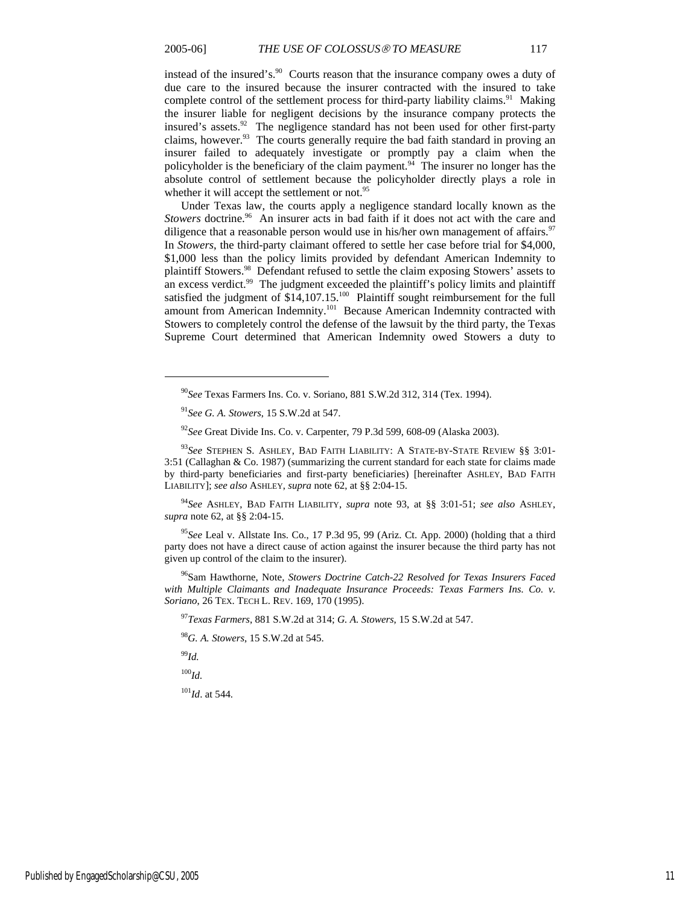instead of the insured's.[90] Courts reason that the insurance company owes a duty of due care to the insured because the insurer contracted with the insured to take complete control of the settlement process for third-party liability claims.[91] Making the insurer liable for negligent decisions by the insurance company protects the insured's assets.[92] The negligence standard has not been used for other first-party claims, however.[93] The courts generally require the bad faith standard in proving an insurer failed to adequately investigate or promptly pay a claim when the policyholder is the beneficiary of the claim payment.[94] The insurer no longer has the absolute control of settlement because the policyholder directly plays a role in whether it will accept the settlement or not.[95]

Under Texas law, the courts apply a negligence standard locally known as the *Stowers* doctrine.[96] An insurer acts in bad faith if it does not act with the care and diligence that a reasonable person would use in his/her own management of affairs.[97] In *Stowers*, the third-party claimant offered to settle her case before trial for $4,000, $1,000 less than the policy limits provided by defendant American Indemnity to plaintiff Stowers.[98] Defendant refused to settle the claim exposing Stowers' assets to an excess verdict.[99] The judgment exceeded the plaintiff's policy limits and plaintiff satisfied the judgment of $14,107.15.[100] Plaintiff sought reimbursement for the full amount from American Indemnity.[101] Because American Indemnity contracted with Stowers to completely control the defense of the lawsuit by the third party, the Texas Supreme Court determined that American Indemnity owed Stowers a duty to

---

[90] *See* Texas Farmers Ins. Co. v. Soriano, 881 S.W.2d 312, 314 (Tex. 1994).

[91] *See G. A. Stowers*, 15 S.W.2d at 547.

[92] *See* Great Divide Ins. Co. v. Carpenter, 79 P.3d 599, 608-09 (Alaska 2003).

[93] *See* STEPHEN S. ASHLEY, BAD FAITH LIABILITY: A STATE-BY-STATE REVIEW §§ 3:01-3:51 (Callaghan & Co. 1987) (summarizing the current standard for each state for claims made by third-party beneficiaries and first-party beneficiaries) [hereinafter ASHLEY, BAD FAITH LIABILITY]; *see also* ASHLEY, *supra* note 62, at §§ 2:04-15.

[94] *See* ASHLEY, BAD FAITH LIABILITY, *supra* note 93, at §§ 3:01-51; *see also* ASHLEY, *supra* note 62, at §§ 2:04-15.

[95] *See* Leal v. Allstate Ins. Co., 17 P.3d 95, 99 (Ariz. Ct. App. 2000) (holding that a third party does not have a direct cause of action against the insurer because the third party has not given up control of the claim to the insurer).

[96] Sam Hawthorne, Note, *Stowers Doctrine Catch-22 Resolved for Texas Insurers Faced with Multiple Claimants and Inadequate Insurance Proceeds: Texas Farmers Ins. Co. v. Soriano*, 26 TEX. TECH L. REV. 169, 170 (1995).

[97] *Texas Farmers*, 881 S.W.2d at 314; *G. A. Stowers*, 15 S.W.2d at 547.

[98] *G. A. Stowers*, 15 S.W.2d at 545.

[99] *Id.*

[100] *Id.*

[101] *Id*. at 544.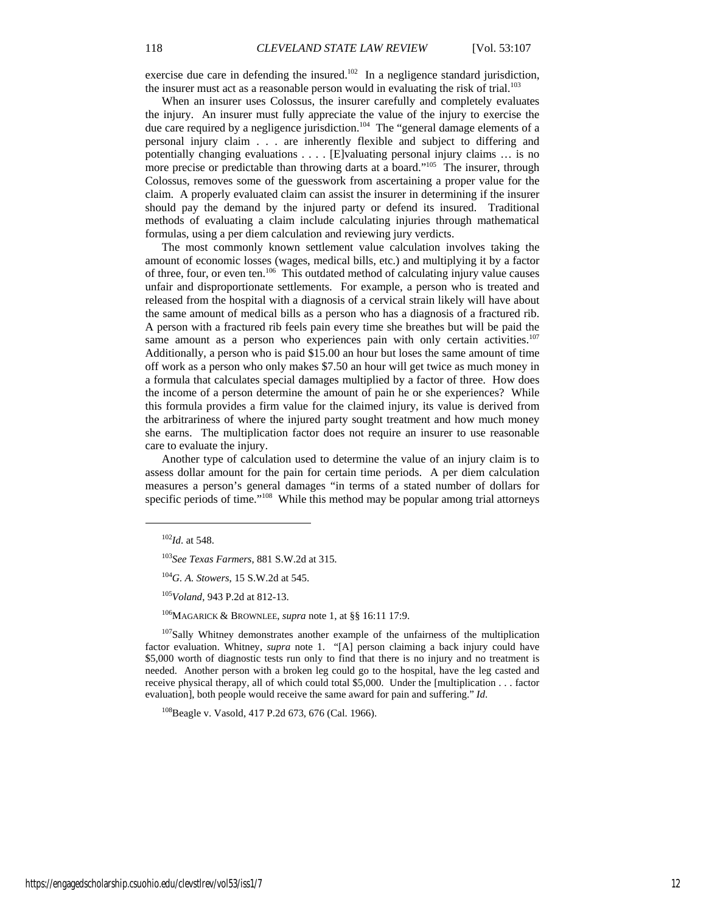exercise due care in defending the insured.[102] In a negligence standard jurisdiction, the insurer must act as a reasonable person would in evaluating the risk of trial.[103]

When an insurer uses Colossus, the insurer carefully and completely evaluates the injury. An insurer must fully appreciate the value of the injury to exercise the due care required by a negligence jurisdiction.[104] The "general damage elements of a personal injury claim . . . are inherently flexible and subject to differing and potentially changing evaluations . . . . [E]valuating personal injury claims … is no more precise or predictable than throwing darts at a board."[105] The insurer, through Colossus, removes some of the guesswork from ascertaining a proper value for the claim. A properly evaluated claim can assist the insurer in determining if the insurer should pay the demand by the injured party or defend its insured. Traditional methods of evaluating a claim include calculating injuries through mathematical formulas, using a per diem calculation and reviewing jury verdicts.

The most commonly known settlement value calculation involves taking the amount of economic losses (wages, medical bills, etc.) and multiplying it by a factor of three, four, or even ten.[106] This outdated method of calculating injury value causes unfair and disproportionate settlements. For example, a person who is treated and released from the hospital with a diagnosis of a cervical strain likely will have about the same amount of medical bills as a person who has a diagnosis of a fractured rib. A person with a fractured rib feels pain every time she breathes but will be paid the same amount as a person who experiences pain with only certain activities.[107] Additionally, a person who is paid $15.00 an hour but loses the same amount of time off work as a person who only makes $7.50 an hour will get twice as much money in a formula that calculates special damages multiplied by a factor of three. How does the income of a person determine the amount of pain he or she experiences? While this formula provides a firm value for the claimed injury, its value is derived from the arbitrariness of where the injured party sought treatment and how much money she earns. The multiplication factor does not require an insurer to use reasonable care to evaluate the injury.

Another type of calculation used to determine the value of an injury claim is to assess dollar amount for the pain for certain time periods. A per diem calculation measures a person's general damages "in terms of a stated number of dollars for specific periods of time."[108] While this method may be popular among trial attorneys

---

[102]*Id.* at 548.

[103]*See Texas Farmers*, 881 S.W.2d at 315.

[104]*G. A. Stowers*, 15 S.W.2d at 545.

[105]*Voland*, 943 P.2d at 812-13.

[106]MAGARICK & BROWNLEE, *supra* note 1, at §§ 16:11 17:9.

[107]Sally Whitney demonstrates another example of the unfairness of the multiplication factor evaluation. Whitney, *supra* note 1. "[A] person claiming a back injury could have $5,000 worth of diagnostic tests run only to find that there is no injury and no treatment is needed. Another person with a broken leg could go to the hospital, have the leg casted and receive physical therapy, all of which could total $5,000. Under the [multiplication . . . factor evaluation], both people would receive the same award for pain and suffering." *Id.*

[108]Beagle v. Vasold, 417 P.2d 673, 676 (Cal. 1966).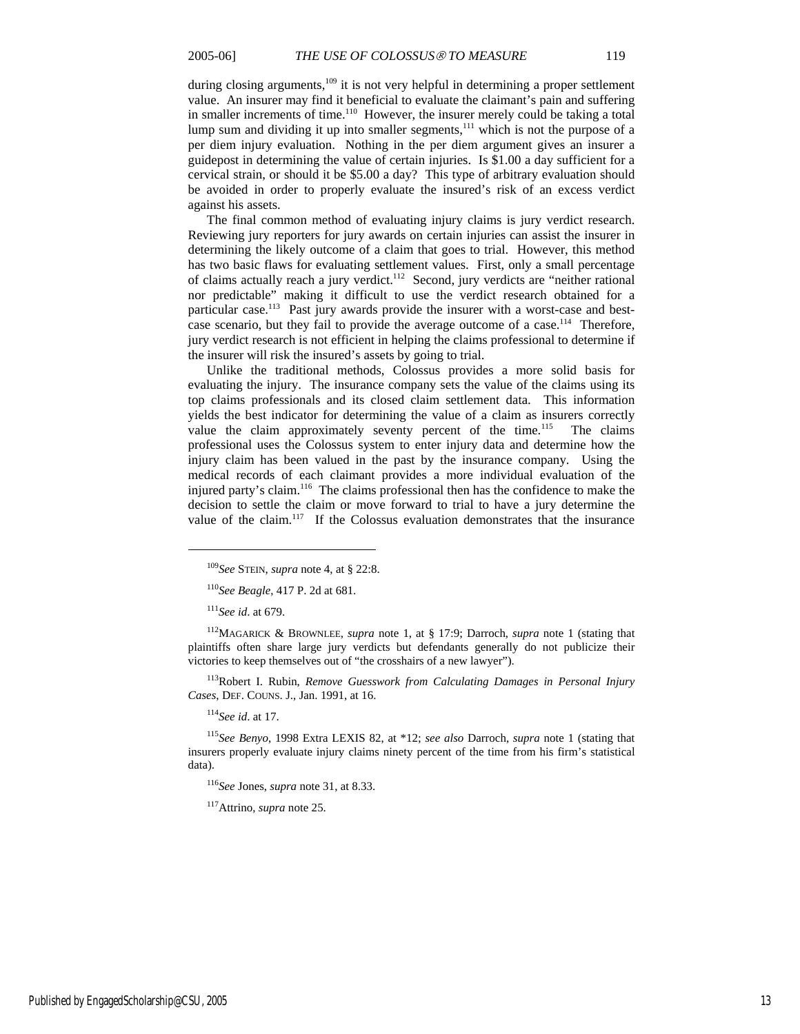during closing arguments,[109] it is not very helpful in determining a proper settlement value. An insurer may find it beneficial to evaluate the claimant's pain and suffering in smaller increments of time.[110] However, the insurer merely could be taking a total lump sum and dividing it up into smaller segments,[111] which is not the purpose of a per diem injury evaluation. Nothing in the per diem argument gives an insurer a guidepost in determining the value of certain injuries. Is $1.00 a day sufficient for a cervical strain, or should it be $5.00 a day? This type of arbitrary evaluation should be avoided in order to properly evaluate the insured's risk of an excess verdict against his assets.

The final common method of evaluating injury claims is jury verdict research. Reviewing jury reporters for jury awards on certain injuries can assist the insurer in determining the likely outcome of a claim that goes to trial. However, this method has two basic flaws for evaluating settlement values. First, only a small percentage of claims actually reach a jury verdict.[112] Second, jury verdicts are "neither rational nor predictable" making it difficult to use the verdict research obtained for a particular case.[113] Past jury awards provide the insurer with a worst-case and best-case scenario, but they fail to provide the average outcome of a case.[114] Therefore, jury verdict research is not efficient in helping the claims professional to determine if the insurer will risk the insured's assets by going to trial.

Unlike the traditional methods, Colossus provides a more solid basis for evaluating the injury. The insurance company sets the value of the claims using its top claims professionals and its closed claim settlement data. This information yields the best indicator for determining the value of a claim as insurers correctly value the claim approximately seventy percent of the time.[115] The claims professional uses the Colossus system to enter injury data and determine how the injury claim has been valued in the past by the insurance company. Using the medical records of each claimant provides a more individual evaluation of the injured party's claim.[116] The claims professional then has the confidence to make the decision to settle the claim or move forward to trial to have a jury determine the value of the claim.[117] If the Colossus evaluation demonstrates that the insurance

---

[109] *See* STEIN, *supra* note 4, at § 22:8.

[110] *See Beagle*, 417 P. 2d at 681.

[111] *See id*. at 679.

[112] MAGARICK & BROWNLEE, *supra* note 1, at § 17:9; Darroch, *supra* note 1 (stating that plaintiffs often share large jury verdicts but defendants generally do not publicize their victories to keep themselves out of "the crosshairs of a new lawyer").

[113] Robert I. Rubin, *Remove Guesswork from Calculating Damages in Personal Injury Cases*, DEF. COUNS. J., Jan. 1991, at 16.

[114] *See id*. at 17.

[115] *See Benyo*, 1998 Extra LEXIS 82, at *12; *see also* Darroch, *supra* note 1 (stating that insurers properly evaluate injury claims ninety percent of the time from his firm's statistical data).

[116] *See* Jones, *supra* note 31, at 8.33.

[117] Attrino, *supra* note 25.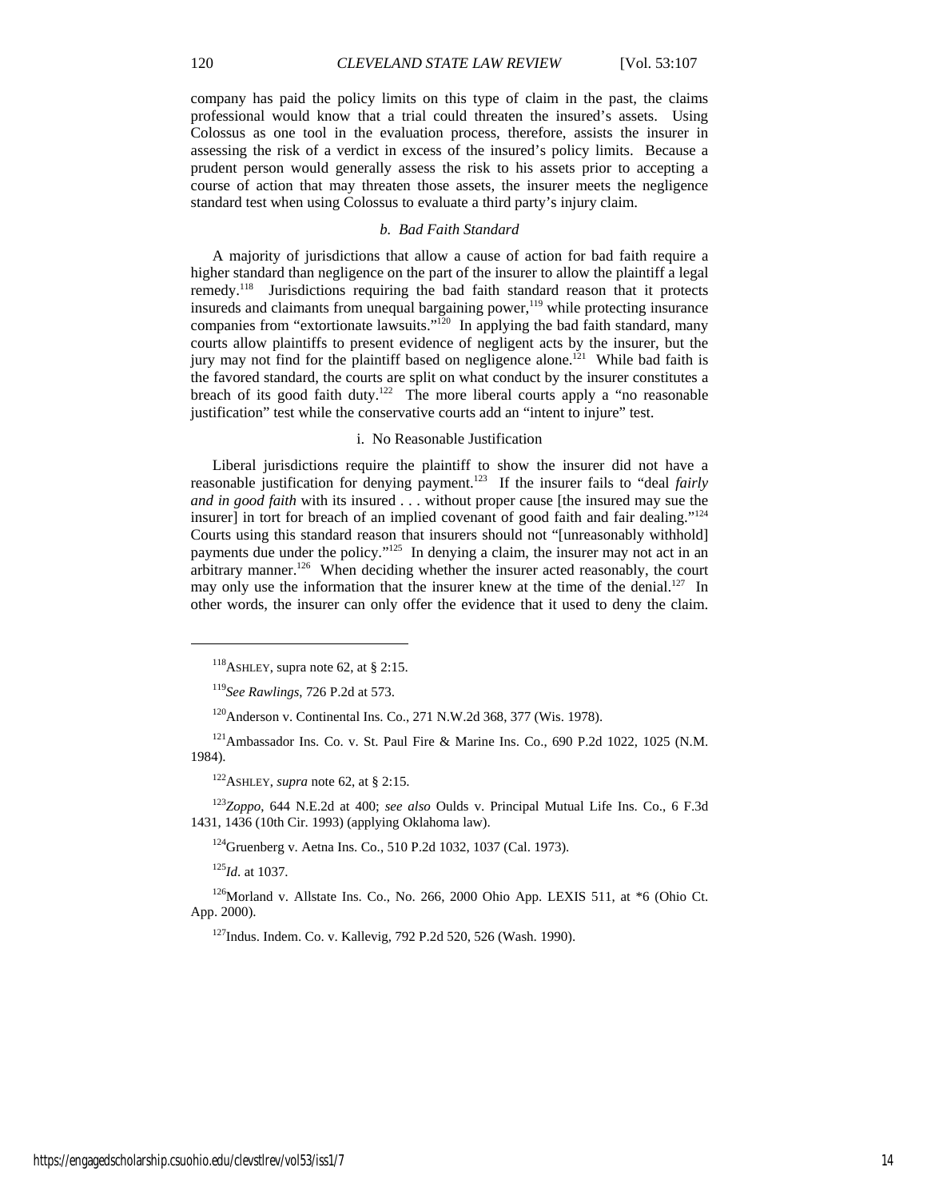company has paid the policy limits on this type of claim in the past, the claims professional would know that a trial could threaten the insured's assets. Using Colossus as one tool in the evaluation process, therefore, assists the insurer in assessing the risk of a verdict in excess of the insured's policy limits. Because a prudent person would generally assess the risk to his assets prior to accepting a course of action that may threaten those assets, the insurer meets the negligence standard test when using Colossus to evaluate a third party's injury claim.

#### *b. Bad Faith Standard*

A majority of jurisdictions that allow a cause of action for bad faith require a higher standard than negligence on the part of the insurer to allow the plaintiff a legal remedy.[118] Jurisdictions requiring the bad faith standard reason that it protects insureds and claimants from unequal bargaining power,[119] while protecting insurance companies from "extortionate lawsuits."[120] In applying the bad faith standard, many courts allow plaintiffs to present evidence of negligent acts by the insurer, but the jury may not find for the plaintiff based on negligence alone.[121] While bad faith is the favored standard, the courts are split on what conduct by the insurer constitutes a breach of its good faith duty.[122] The more liberal courts apply a "no reasonable justification" test while the conservative courts add an "intent to injure" test.

##### i. No Reasonable Justification

Liberal jurisdictions require the plaintiff to show the insurer did not have a reasonable justification for denying payment.[123] If the insurer fails to "deal *fairly and in good faith* with its insured . . . without proper cause [the insured may sue the insurer] in tort for breach of an implied covenant of good faith and fair dealing."[124] Courts using this standard reason that insurers should not "[unreasonably withhold] payments due under the policy."[125] In denying a claim, the insurer may not act in an arbitrary manner.[126] When deciding whether the insurer acted reasonably, the court may only use the information that the insurer knew at the time of the denial.[127] In other words, the insurer can only offer the evidence that it used to deny the claim.

---

[118] ASHLEY, supra note 62, at § 2:15.

[119] *See Rawlings*, 726 P.2d at 573.

[120] Anderson v. Continental Ins. Co., 271 N.W.2d 368, 377 (Wis. 1978).

[121] Ambassador Ins. Co. v. St. Paul Fire & Marine Ins. Co., 690 P.2d 1022, 1025 (N.M. 1984).

[122] ASHLEY, *supra* note 62, at § 2:15.

[123] *Zoppo*, 644 N.E.2d at 400; *see also* Oulds v. Principal Mutual Life Ins. Co., 6 F.3d 1431, 1436 (10th Cir. 1993) (applying Oklahoma law).

[124] Gruenberg v. Aetna Ins. Co., 510 P.2d 1032, 1037 (Cal. 1973).

[125] *Id*. at 1037.

[126] Morland v. Allstate Ins. Co., No. 266, 2000 Ohio App. LEXIS 511, at *6 (Ohio Ct. App. 2000).

[127] Indus. Indem. Co. v. Kallevig, 792 P.2d 520, 526 (Wash. 1990).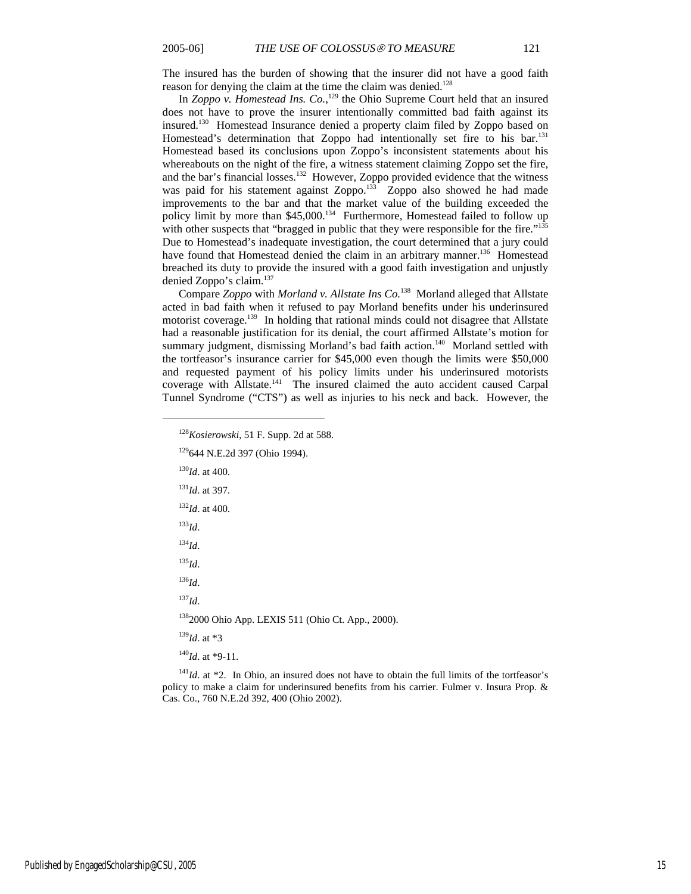The insured has the burden of showing that the insurer did not have a good faith reason for denying the claim at the time the claim was denied.[128]

In *Zoppo v. Homestead Ins. Co.*,[129] the Ohio Supreme Court held that an insured does not have to prove the insurer intentionally committed bad faith against its insured.[130] Homestead Insurance denied a property claim filed by Zoppo based on Homestead's determination that Zoppo had intentionally set fire to his bar.[131] Homestead based its conclusions upon Zoppo's inconsistent statements about his whereabouts on the night of the fire, a witness statement claiming Zoppo set the fire, and the bar's financial losses.[132] However, Zoppo provided evidence that the witness was paid for his statement against Zoppo.[133] Zoppo also showed he had made improvements to the bar and that the market value of the building exceeded the policy limit by more than $45,000.[134] Furthermore, Homestead failed to follow up with other suspects that "bragged in public that they were responsible for the fire."[135] Due to Homestead's inadequate investigation, the court determined that a jury could have found that Homestead denied the claim in an arbitrary manner.[136] Homestead breached its duty to provide the insured with a good faith investigation and unjustly denied Zoppo's claim.[137]

Compare *Zoppo* with *Morland v. Allstate Ins Co.*[138] Morland alleged that Allstate acted in bad faith when it refused to pay Morland benefits under his underinsured motorist coverage.[139] In holding that rational minds could not disagree that Allstate had a reasonable justification for its denial, the court affirmed Allstate's motion for summary judgment, dismissing Morland's bad faith action.[140] Morland settled with the tortfeasor's insurance carrier for $45,000 even though the limits were $50,000 and requested payment of his policy limits under his underinsured motorists coverage with Allstate.[141] The insured claimed the auto accident caused Carpal Tunnel Syndrome ("CTS") as well as injuries to his neck and back. However, the

---

[128] *Kosierowski*, 51 F. Supp. 2d at 588.

[129] 644 N.E.2d 397 (Ohio 1994).

[130] *Id*. at 400.

[131] *Id*. at 397.

[132] *Id*. at 400.

[133] *Id*.

[134] *Id*.

[135] *Id*.

[136] *Id*.

[137] *Id*.

[138] 2000 Ohio App. LEXIS 511 (Ohio Ct. App., 2000).

[139] *Id*. at *3

[140] *Id*. at *9-11.

[141] *Id*. at *2. In Ohio, an insured does not have to obtain the full limits of the tortfeasor's policy to make a claim for underinsured benefits from his carrier. Fulmer v. Insura Prop. & Cas. Co., 760 N.E.2d 392, 400 (Ohio 2002).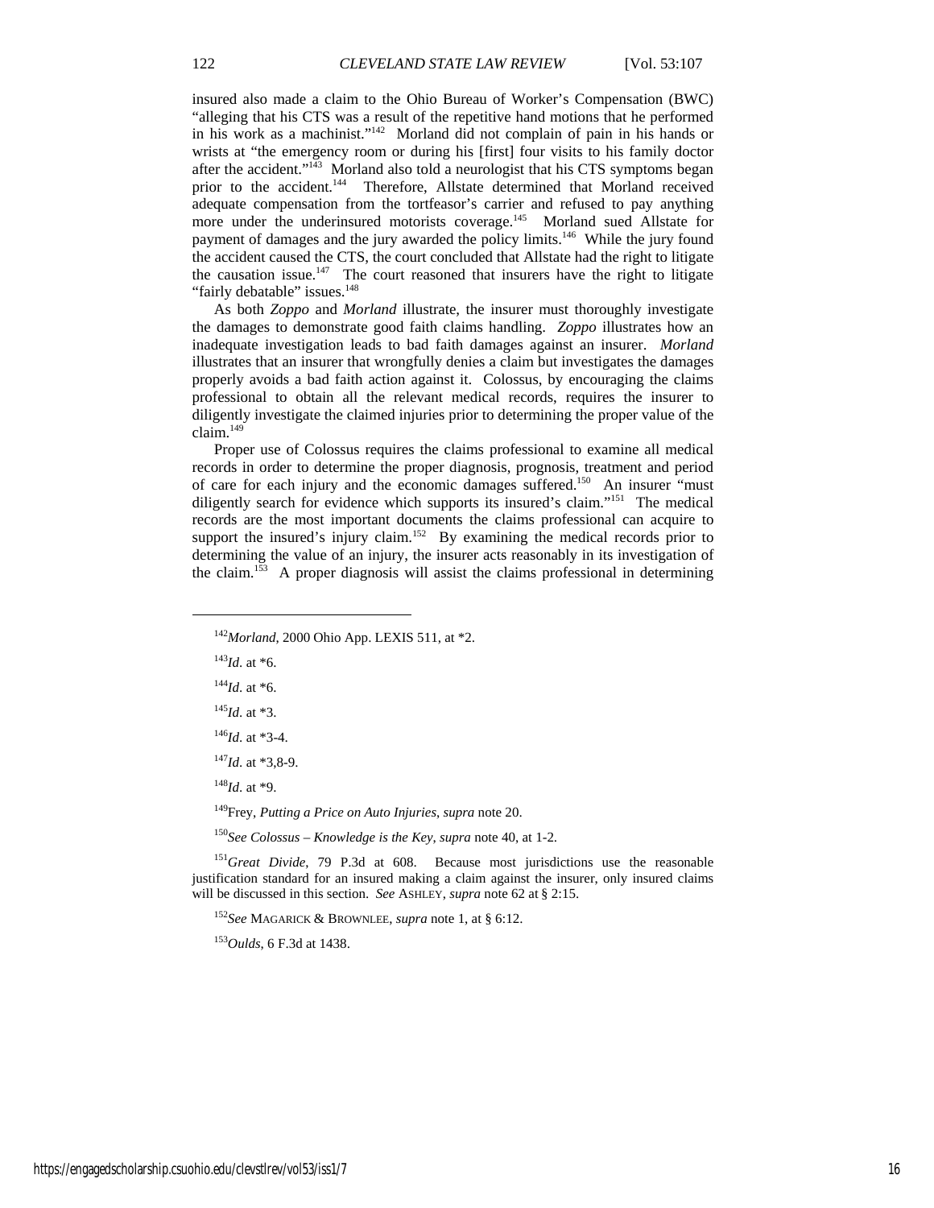insured also made a claim to the Ohio Bureau of Worker's Compensation (BWC) "alleging that his CTS was a result of the repetitive hand motions that he performed in his work as a machinist."[142] Morland did not complain of pain in his hands or wrists at "the emergency room or during his [first] four visits to his family doctor after the accident."[143] Morland also told a neurologist that his CTS symptoms began prior to the accident.[144] Therefore, Allstate determined that Morland received adequate compensation from the tortfeasor's carrier and refused to pay anything more under the underinsured motorists coverage.[145] Morland sued Allstate for payment of damages and the jury awarded the policy limits.[146] While the jury found the accident caused the CTS, the court concluded that Allstate had the right to litigate the causation issue.[147] The court reasoned that insurers have the right to litigate "fairly debatable" issues.[148]

As both *Zoppo* and *Morland* illustrate, the insurer must thoroughly investigate the damages to demonstrate good faith claims handling. *Zoppo* illustrates how an inadequate investigation leads to bad faith damages against an insurer. *Morland* illustrates that an insurer that wrongfully denies a claim but investigates the damages properly avoids a bad faith action against it. Colossus, by encouraging the claims professional to obtain all the relevant medical records, requires the insurer to diligently investigate the claimed injuries prior to determining the proper value of the claim.[149]

Proper use of Colossus requires the claims professional to examine all medical records in order to determine the proper diagnosis, prognosis, treatment and period of care for each injury and the economic damages suffered.[150] An insurer "must diligently search for evidence which supports its insured's claim."[151] The medical records are the most important documents the claims professional can acquire to support the insured's injury claim.[152] By examining the medical records prior to determining the value of an injury, the insurer acts reasonably in its investigation of the claim.[153] A proper diagnosis will assist the claims professional in determining

---

[142] *Morland*, 2000 Ohio App. LEXIS 511, at *2.

[143] *Id.* at *6.

[144] *Id.* at *6.

[145] *Id.* at *3.

[146] *Id.* at *3-4.

[147] *Id.* at *3,8-9.

[148] *Id.* at *9.

[149] Frey, *Putting a Price on Auto Injuries*, *supra* note 20.

[150] *See Colossus – Knowledge is the Key*, *supra* note 40, at 1-2.

[151] *Great Divide*, 79 P.3d at 608. Because most jurisdictions use the reasonable justification standard for an insured making a claim against the insurer, only insured claims will be discussed in this section. *See* ASHLEY, *supra* note 62 at § 2:15.

[152] *See* MAGARICK & BROWNLEE, *supra* note 1, at § 6:12.

[153] *Oulds*, 6 F.3d at 1438.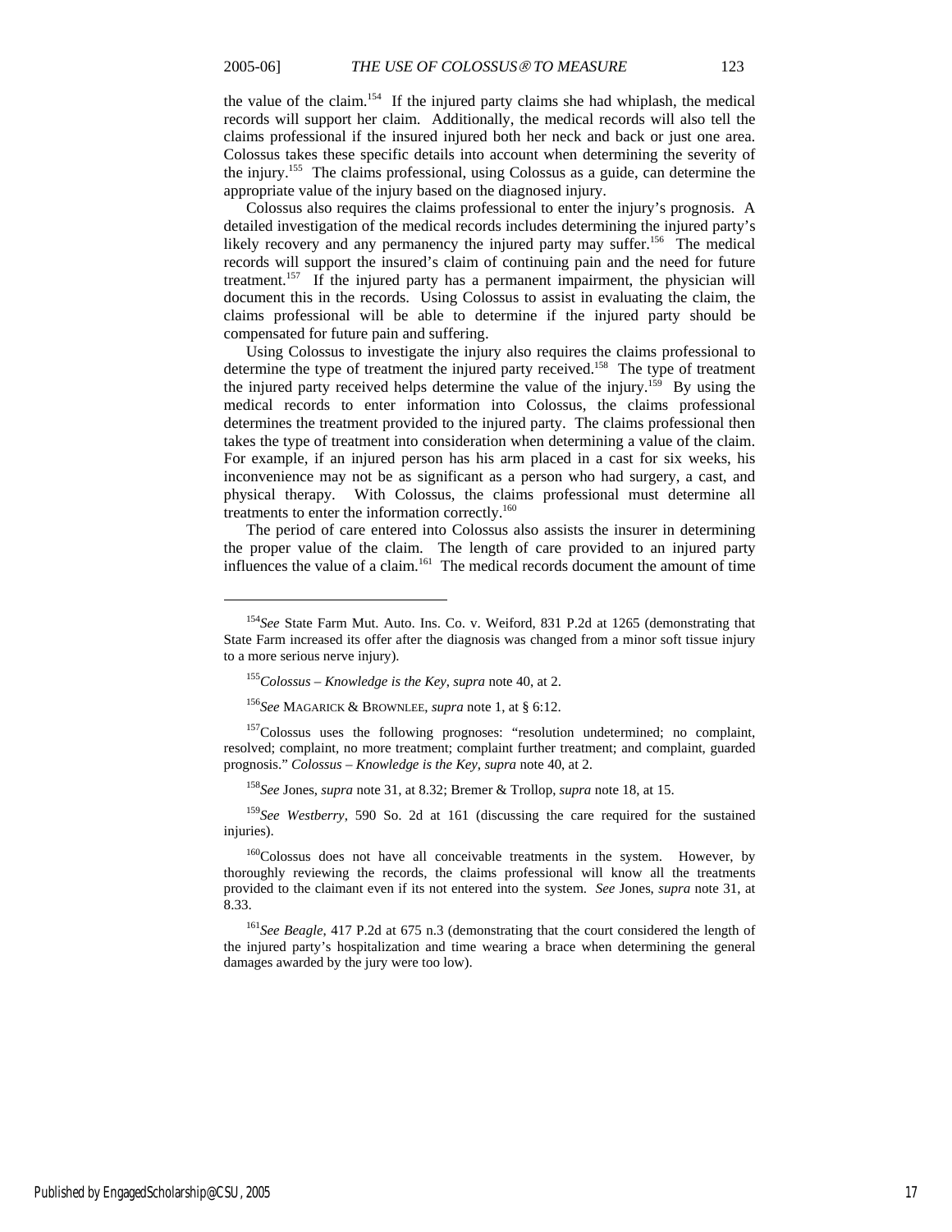the value of the claim.[154] If the injured party claims she had whiplash, the medical records will support her claim. Additionally, the medical records will also tell the claims professional if the insured injured both her neck and back or just one area. Colossus takes these specific details into account when determining the severity of the injury.[155] The claims professional, using Colossus as a guide, can determine the appropriate value of the injury based on the diagnosed injury.

Colossus also requires the claims professional to enter the injury's prognosis. A detailed investigation of the medical records includes determining the injured party's likely recovery and any permanency the injured party may suffer.[156] The medical records will support the insured's claim of continuing pain and the need for future treatment.[157] If the injured party has a permanent impairment, the physician will document this in the records. Using Colossus to assist in evaluating the claim, the claims professional will be able to determine if the injured party should be compensated for future pain and suffering.

Using Colossus to investigate the injury also requires the claims professional to determine the type of treatment the injured party received.[158] The type of treatment the injured party received helps determine the value of the injury.[159] By using the medical records to enter information into Colossus, the claims professional determines the treatment provided to the injured party. The claims professional then takes the type of treatment into consideration when determining a value of the claim. For example, if an injured person has his arm placed in a cast for six weeks, his inconvenience may not be as significant as a person who had surgery, a cast, and physical therapy. With Colossus, the claims professional must determine all treatments to enter the information correctly.[160]

The period of care entered into Colossus also assists the insurer in determining the proper value of the claim. The length of care provided to an injured party influences the value of a claim.[161] The medical records document the amount of time

---

[154] *See* State Farm Mut. Auto. Ins. Co. v. Weiford, 831 P.2d at 1265 (demonstrating that State Farm increased its offer after the diagnosis was changed from a minor soft tissue injury to a more serious nerve injury).

[155] *Colossus – Knowledge is the Key*, *supra* note 40, at 2.

[156] *See* MAGARICK & BROWNLEE, *supra* note 1, at § 6:12.

[157] Colossus uses the following prognoses: "resolution undetermined; no complaint, resolved; complaint, no more treatment; complaint further treatment; and complaint, guarded prognosis." *Colossus – Knowledge is the Key*, *supra* note 40, at 2.

[158] *See* Jones, *supra* note 31, at 8.32; Bremer & Trollop, *supra* note 18, at 15.

[159] *See Westberry*, 590 So. 2d at 161 (discussing the care required for the sustained injuries).

[160] Colossus does not have all conceivable treatments in the system. However, by thoroughly reviewing the records, the claims professional will know all the treatments provided to the claimant even if its not entered into the system. *See* Jones, *supra* note 31, at 8.33.

[161] *See Beagle*, 417 P.2d at 675 n.3 (demonstrating that the court considered the length of the injured party's hospitalization and time wearing a brace when determining the general damages awarded by the jury were too low).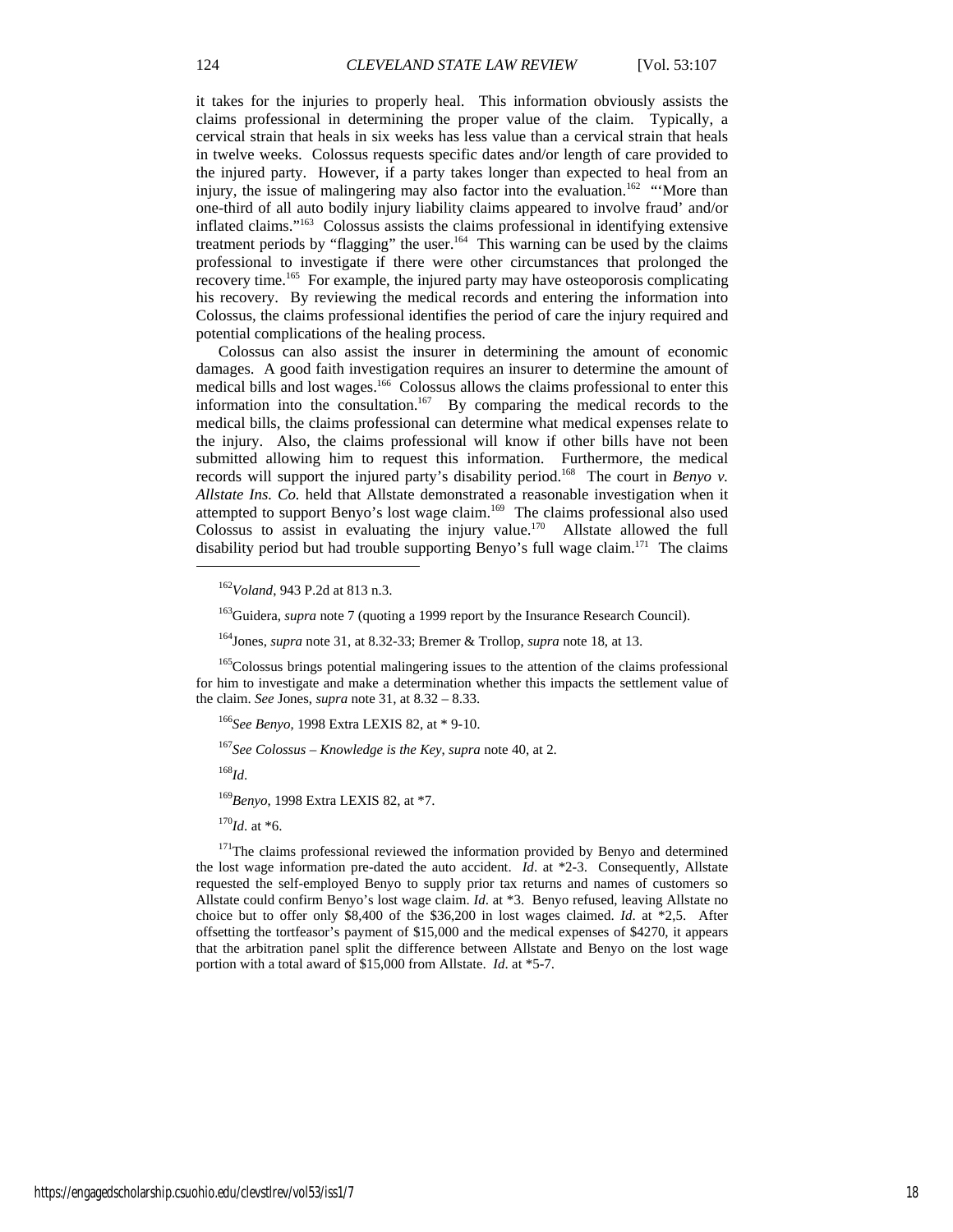it takes for the injuries to properly heal. This information obviously assists the claims professional in determining the proper value of the claim. Typically, a cervical strain that heals in six weeks has less value than a cervical strain that heals in twelve weeks. Colossus requests specific dates and/or length of care provided to the injured party. However, if a party takes longer than expected to heal from an injury, the issue of malingering may also factor into the evaluation.[162] "'More than one-third of all auto bodily injury liability claims appeared to involve fraud' and/or inflated claims."[163] Colossus assists the claims professional in identifying extensive treatment periods by "flagging" the user.[164] This warning can be used by the claims professional to investigate if there were other circumstances that prolonged the recovery time.[165] For example, the injured party may have osteoporosis complicating his recovery. By reviewing the medical records and entering the information into Colossus, the claims professional identifies the period of care the injury required and potential complications of the healing process.

Colossus can also assist the insurer in determining the amount of economic damages. A good faith investigation requires an insurer to determine the amount of medical bills and lost wages.[166] Colossus allows the claims professional to enter this information into the consultation.[167] By comparing the medical records to the medical bills, the claims professional can determine what medical expenses relate to the injury. Also, the claims professional will know if other bills have not been submitted allowing him to request this information. Furthermore, the medical records will support the injured party's disability period.[168] The court in *Benyo v. Allstate Ins. Co.* held that Allstate demonstrated a reasonable investigation when it attempted to support Benyo's lost wage claim.[169] The claims professional also used Colossus to assist in evaluating the injury value.[170] Allstate allowed the full disability period but had trouble supporting Benyo's full wage claim.[171] The claims

---

[162] *Voland*, 943 P.2d at 813 n.3.

[163] Guidera, *supra* note 7 (quoting a 1999 report by the Insurance Research Council).

[164] Jones, *supra* note 31, at 8.32-33; Bremer & Trollop, *supra* note 18, at 13.

[165] Colossus brings potential malingering issues to the attention of the claims professional for him to investigate and make a determination whether this impacts the settlement value of the claim. *See* Jones, *supra* note 31, at 8.32 – 8.33.

[166] *See Benyo*, 1998 Extra LEXIS 82, at * 9-10.

[167] *See Colossus – Knowledge is the Key*, *supra* note 40, at 2.

[168] *Id*.

[169] *Benyo*, 1998 Extra LEXIS 82, at *7.

[170] *Id*. at *6.

[171] The claims professional reviewed the information provided by Benyo and determined the lost wage information pre-dated the auto accident. *Id*. at *2-3. Consequently, Allstate requested the self-employed Benyo to supply prior tax returns and names of customers so Allstate could confirm Benyo's lost wage claim. *Id*. at *3. Benyo refused, leaving Allstate no choice but to offer only $8,400 of the $36,200 in lost wages claimed. *Id*. at *2,5. After offsetting the tortfeasor's payment of $15,000 and the medical expenses of $4270, it appears that the arbitration panel split the difference between Allstate and Benyo on the lost wage portion with a total award of $15,000 from Allstate. *Id*. at *5-7.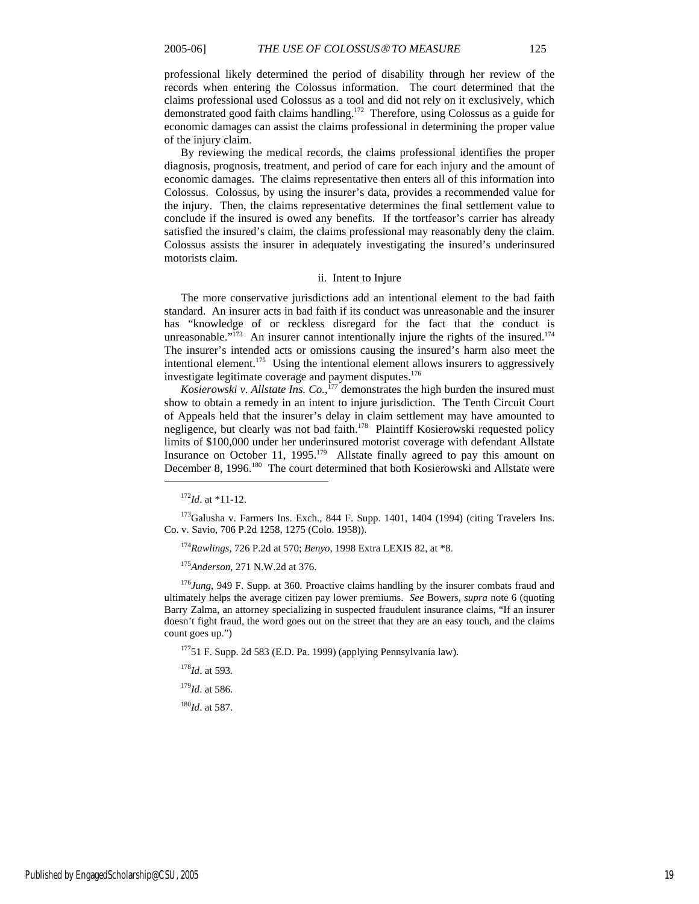professional likely determined the period of disability through her review of the records when entering the Colossus information. The court determined that the claims professional used Colossus as a tool and did not rely on it exclusively, which demonstrated good faith claims handling.[172] Therefore, using Colossus as a guide for economic damages can assist the claims professional in determining the proper value of the injury claim.

By reviewing the medical records, the claims professional identifies the proper diagnosis, prognosis, treatment, and period of care for each injury and the amount of economic damages. The claims representative then enters all of this information into Colossus. Colossus, by using the insurer's data, provides a recommended value for the injury. Then, the claims representative determines the final settlement value to conclude if the insured is owed any benefits. If the tortfeasor's carrier has already satisfied the insured's claim, the claims professional may reasonably deny the claim. Colossus assists the insurer in adequately investigating the insured's underinsured motorists claim.

#### ii. Intent to Injure

The more conservative jurisdictions add an intentional element to the bad faith standard. An insurer acts in bad faith if its conduct was unreasonable and the insurer has "knowledge of or reckless disregard for the fact that the conduct is unreasonable."[173] An insurer cannot intentionally injure the rights of the insured.[174] The insurer's intended acts or omissions causing the insured's harm also meet the intentional element.[175] Using the intentional element allows insurers to aggressively investigate legitimate coverage and payment disputes.[176]

*Kosierowski v. Allstate Ins. Co.*,[177] demonstrates the high burden the insured must show to obtain a remedy in an intent to injure jurisdiction. The Tenth Circuit Court of Appeals held that the insurer's delay in claim settlement may have amounted to negligence, but clearly was not bad faith.[178] Plaintiff Kosierowski requested policy limits of $100,000 under her underinsured motorist coverage with defendant Allstate Insurance on October 11, 1995.[179] Allstate finally agreed to pay this amount on December 8, 1996.[180] The court determined that both Kosierowski and Allstate were

---

[172] *Id*. at *11-12.

[173] Galusha v. Farmers Ins. Exch., 844 F. Supp. 1401, 1404 (1994) (citing Travelers Ins. Co. v. Savio, 706 P.2d 1258, 1275 (Colo. 1958)).

[174] *Rawlings*, 726 P.2d at 570; *Benyo*, 1998 Extra LEXIS 82, at *8.

[175] *Anderson*, 271 N.W.2d at 376.

[176] *Jung*, 949 F. Supp. at 360. Proactive claims handling by the insurer combats fraud and ultimately helps the average citizen pay lower premiums. *See* Bowers, *supra* note 6 (quoting Barry Zalma, an attorney specializing in suspected fraudulent insurance claims, "If an insurer doesn't fight fraud, the word goes out on the street that they are an easy touch, and the claims count goes up.")

[177] 51 F. Supp. 2d 583 (E.D. Pa. 1999) (applying Pennsylvania law).

[178] *Id*. at 593.

[179] *Id*. at 586.

[180] *Id*. at 587.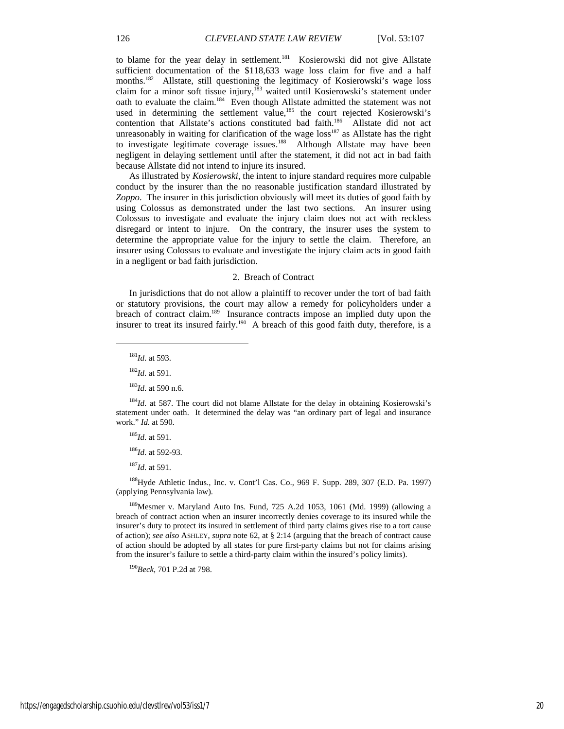to blame for the year delay in settlement.[181] Kosierowski did not give Allstate sufficient documentation of the $118,633 wage loss claim for five and a half months.[182] Allstate, still questioning the legitimacy of Kosierowski's wage loss claim for a minor soft tissue injury,[183] waited until Kosierowski's statement under oath to evaluate the claim.[184] Even though Allstate admitted the statement was not used in determining the settlement value,[185] the court rejected Kosierowski's contention that Allstate's actions constituted bad faith.[186] Allstate did not act unreasonably in waiting for clarification of the wage loss[187] as Allstate has the right to investigate legitimate coverage issues.[188] Although Allstate may have been negligent in delaying settlement until after the statement, it did not act in bad faith because Allstate did not intend to injure its insured.

As illustrated by *Kosierowski*, the intent to injure standard requires more culpable conduct by the insurer than the no reasonable justification standard illustrated by *Zoppo*. The insurer in this jurisdiction obviously will meet its duties of good faith by using Colossus as demonstrated under the last two sections. An insurer using Colossus to investigate and evaluate the injury claim does not act with reckless disregard or intent to injure. On the contrary, the insurer uses the system to determine the appropriate value for the injury to settle the claim. Therefore, an insurer using Colossus to evaluate and investigate the injury claim acts in good faith in a negligent or bad faith jurisdiction.

### 2. Breach of Contract

In jurisdictions that do not allow a plaintiff to recover under the tort of bad faith or statutory provisions, the court may allow a remedy for policyholders under a breach of contract claim.[189] Insurance contracts impose an implied duty upon the insurer to treat its insured fairly.[190] A breach of this good faith duty, therefore, is a

---

[181] *Id.* at 593.

[182] *Id.* at 591.

[183] *Id.* at 590 n.6.

[184] *Id.* at 587. The court did not blame Allstate for the delay in obtaining Kosierowski's statement under oath. It determined the delay was "an ordinary part of legal and insurance work." *Id.* at 590.

[185] *Id.* at 591.

[186] *Id.* at 592-93.

[187] *Id.* at 591.

[188] Hyde Athletic Indus., Inc. v. Cont'l Cas. Co., 969 F. Supp. 289, 307 (E.D. Pa. 1997) (applying Pennsylvania law).

[189] Mesmer v. Maryland Auto Ins. Fund, 725 A.2d 1053, 1061 (Md. 1999) (allowing a breach of contract action when an insurer incorrectly denies coverage to its insured while the insurer's duty to protect its insured in settlement of third party claims gives rise to a tort cause of action); *see also* ASHLEY, *supra* note 62, at § 2:14 (arguing that the breach of contract cause of action should be adopted by all states for pure first-party claims but not for claims arising from the insurer's failure to settle a third-party claim within the insured's policy limits).

[190] *Beck*, 701 P.2d at 798.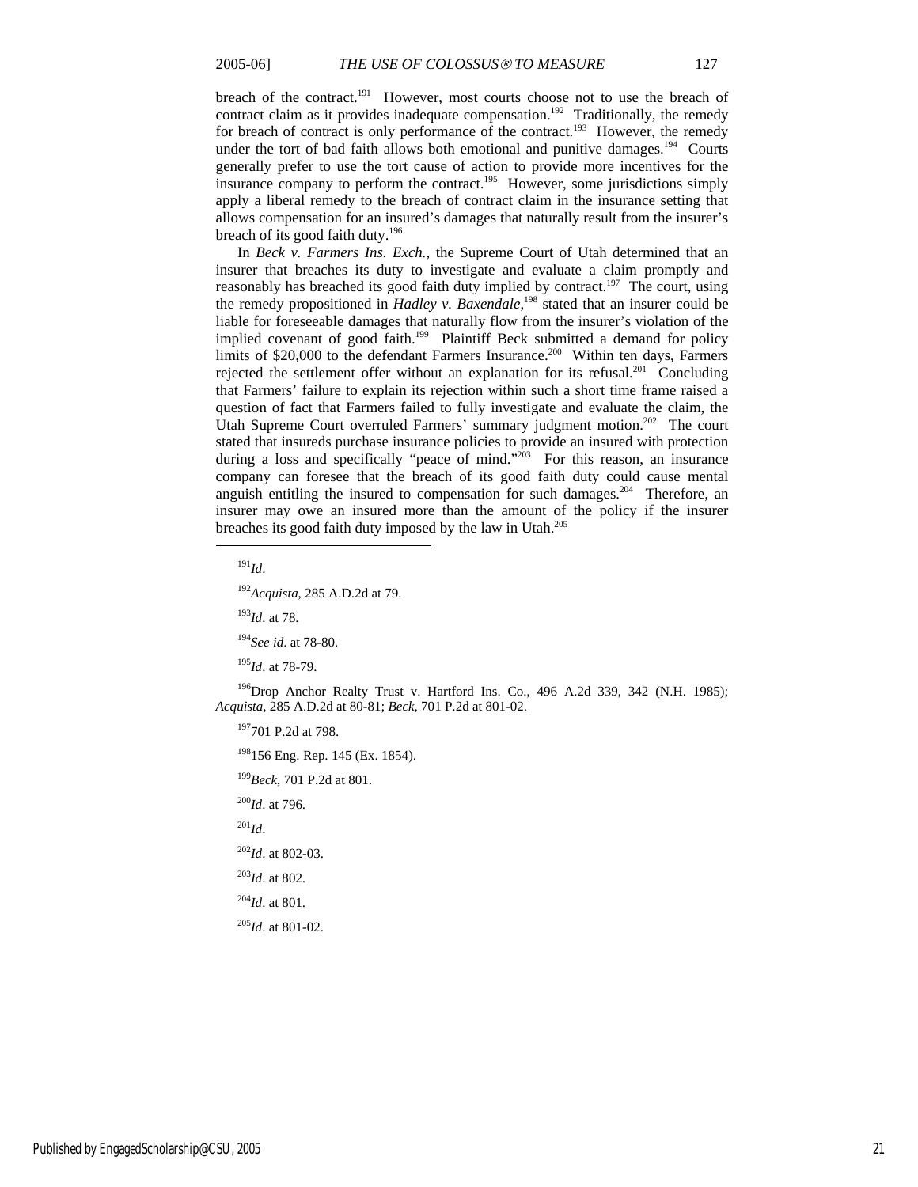breach of the contract.[191] However, most courts choose not to use the breach of contract claim as it provides inadequate compensation.[192] Traditionally, the remedy for breach of contract is only performance of the contract.[193] However, the remedy under the tort of bad faith allows both emotional and punitive damages.[194] Courts generally prefer to use the tort cause of action to provide more incentives for the insurance company to perform the contract.[195] However, some jurisdictions simply apply a liberal remedy to the breach of contract claim in the insurance setting that allows compensation for an insured's damages that naturally result from the insurer's breach of its good faith duty.[196]

In *Beck v. Farmers Ins. Exch.*, the Supreme Court of Utah determined that an insurer that breaches its duty to investigate and evaluate a claim promptly and reasonably has breached its good faith duty implied by contract.[197] The court, using the remedy propositioned in *Hadley v. Baxendale*,[198] stated that an insurer could be liable for foreseeable damages that naturally flow from the insurer's violation of the implied covenant of good faith.[199] Plaintiff Beck submitted a demand for policy limits of $20,000 to the defendant Farmers Insurance.[200] Within ten days, Farmers rejected the settlement offer without an explanation for its refusal.[201] Concluding that Farmers' failure to explain its rejection within such a short time frame raised a question of fact that Farmers failed to fully investigate and evaluate the claim, the Utah Supreme Court overruled Farmers' summary judgment motion.[202] The court stated that insureds purchase insurance policies to provide an insured with protection during a loss and specifically "peace of mind."[203] For this reason, an insurance company can foresee that the breach of its good faith duty could cause mental anguish entitling the insured to compensation for such damages.[204] Therefore, an insurer may owe an insured more than the amount of the policy if the insurer breaches its good faith duty imposed by the law in Utah.[205]

---

[191] *Id*.

[192] *Acquista*, 285 A.D.2d at 79.

[193] *Id*. at 78.

[194] *See id*. at 78-80.

[195] *Id*. at 78-79.

[196] Drop Anchor Realty Trust v. Hartford Ins. Co., 496 A.2d 339, 342 (N.H. 1985); *Acquista*, 285 A.D.2d at 80-81; *Beck*, 701 P.2d at 801-02.

[197] 701 P.2d at 798.

[198] 156 Eng. Rep. 145 (Ex. 1854).

[199] *Beck*, 701 P.2d at 801.

[200] *Id*. at 796.

[201] *Id*.

[202] *Id*. at 802-03.

[203] *Id*. at 802.

[204] *Id*. at 801.

[205] *Id*. at 801-02.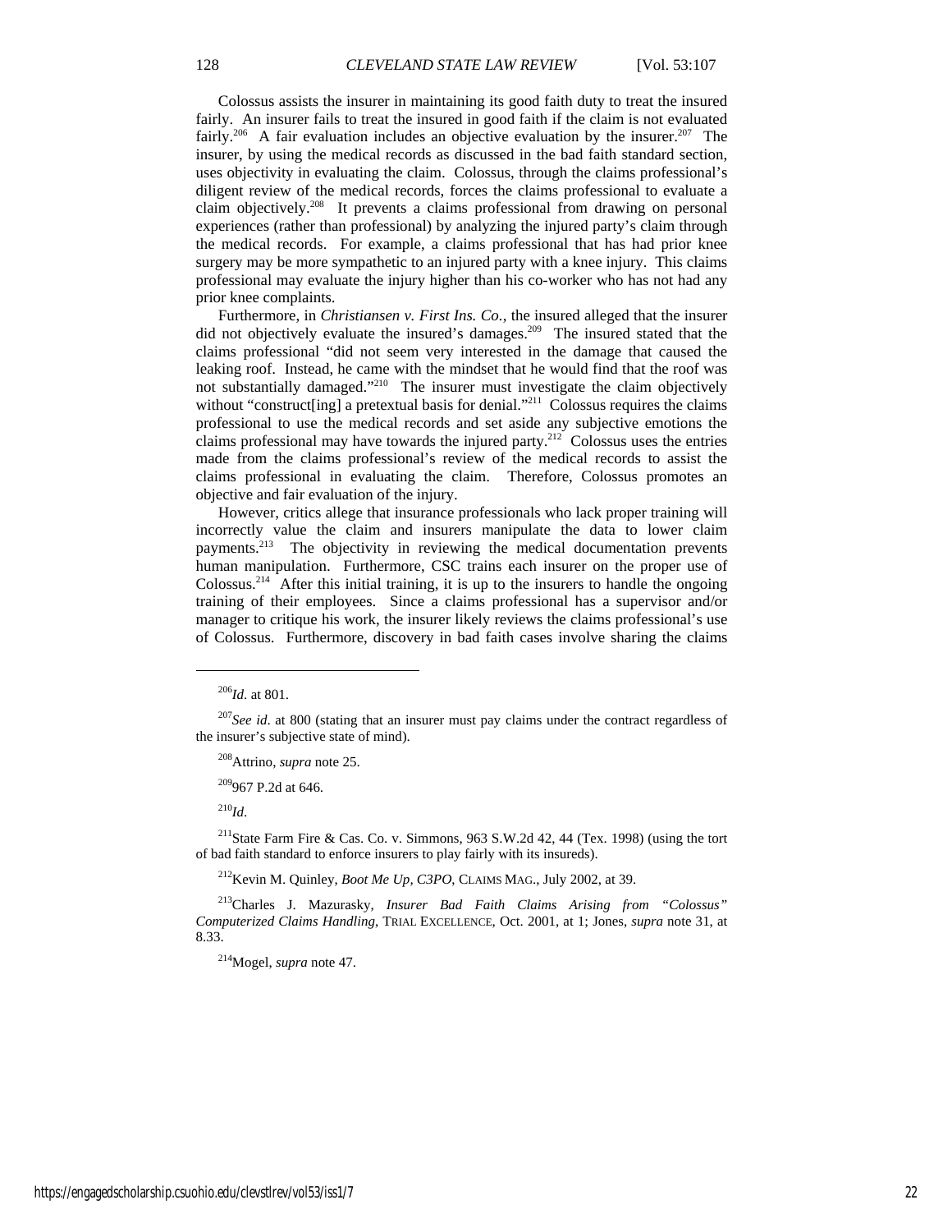Colossus assists the insurer in maintaining its good faith duty to treat the insured fairly. An insurer fails to treat the insured in good faith if the claim is not evaluated fairly.[206] A fair evaluation includes an objective evaluation by the insurer.[207] The insurer, by using the medical records as discussed in the bad faith standard section, uses objectivity in evaluating the claim. Colossus, through the claims professional's diligent review of the medical records, forces the claims professional to evaluate a claim objectively.[208] It prevents a claims professional from drawing on personal experiences (rather than professional) by analyzing the injured party's claim through the medical records. For example, a claims professional that has had prior knee surgery may be more sympathetic to an injured party with a knee injury. This claims professional may evaluate the injury higher than his co-worker who has not had any prior knee complaints.

Furthermore, in *Christiansen v. First Ins. Co.*, the insured alleged that the insurer did not objectively evaluate the insured's damages.[209] The insured stated that the claims professional "did not seem very interested in the damage that caused the leaking roof. Instead, he came with the mindset that he would find that the roof was not substantially damaged."[210] The insurer must investigate the claim objectively without "construct[ing] a pretextual basis for denial."[211] Colossus requires the claims professional to use the medical records and set aside any subjective emotions the claims professional may have towards the injured party.[212] Colossus uses the entries made from the claims professional's review of the medical records to assist the claims professional in evaluating the claim. Therefore, Colossus promotes an objective and fair evaluation of the injury.

However, critics allege that insurance professionals who lack proper training will incorrectly value the claim and insurers manipulate the data to lower claim payments.[213] The objectivity in reviewing the medical documentation prevents human manipulation. Furthermore, CSC trains each insurer on the proper use of Colossus.[214] After this initial training, it is up to the insurers to handle the ongoing training of their employees. Since a claims professional has a supervisor and/or manager to critique his work, the insurer likely reviews the claims professional's use of Colossus. Furthermore, discovery in bad faith cases involve sharing the claims

---

[206] *Id.* at 801.

[207] *See id.* at 800 (stating that an insurer must pay claims under the contract regardless of the insurer's subjective state of mind).

[208] Attrino, *supra* note 25.

[209] 967 P.2d at 646.

[210] *Id.*

[211] State Farm Fire & Cas. Co. v. Simmons, 963 S.W.2d 42, 44 (Tex. 1998) (using the tort of bad faith standard to enforce insurers to play fairly with its insureds).

[212] Kevin M. Quinley, *Boot Me Up, C3PO*, CLAIMS MAG., July 2002, at 39.

[213] Charles J. Mazurasky, *Insurer Bad Faith Claims Arising from "Colossus" Computerized Claims Handling*, TRIAL EXCELLENCE, Oct. 2001, at 1; Jones, *supra* note 31, at 8.33.

[214] Mogel, *supra* note 47.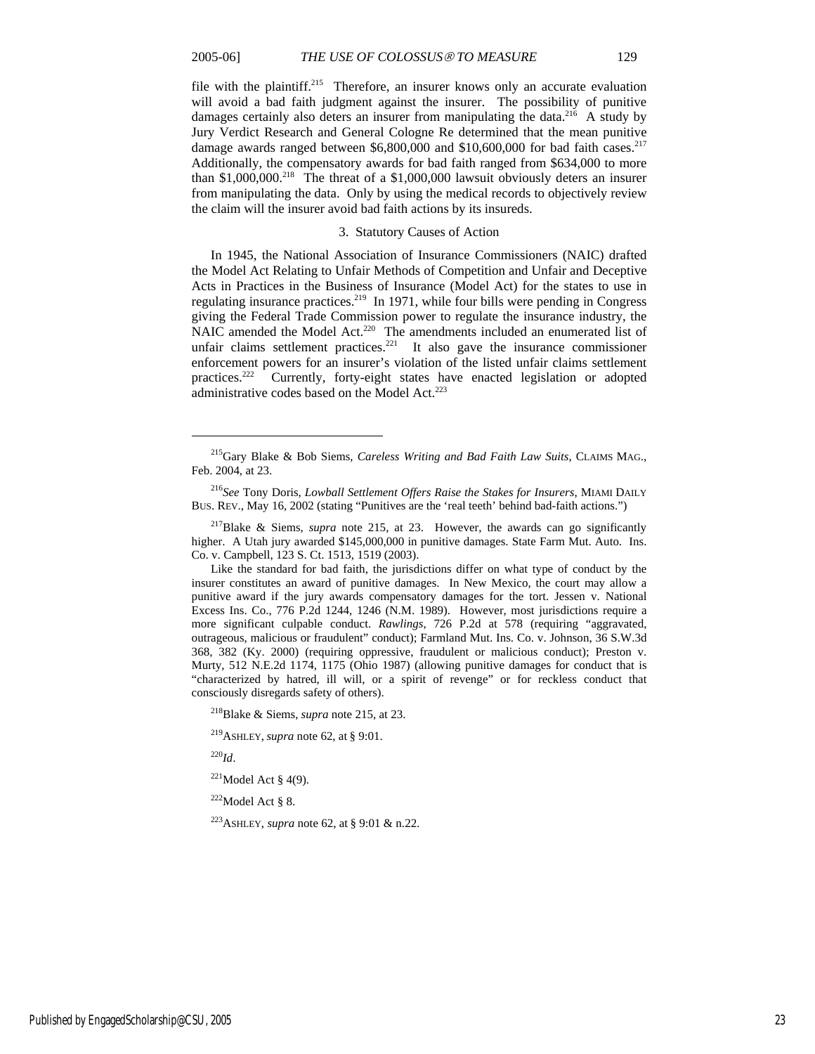file with the plaintiff.[215] Therefore, an insurer knows only an accurate evaluation will avoid a bad faith judgment against the insurer. The possibility of punitive damages certainly also deters an insurer from manipulating the data.[216] A study by Jury Verdict Research and General Cologne Re determined that the mean punitive damage awards ranged between $6,800,000 and $10,600,000 for bad faith cases.[217] Additionally, the compensatory awards for bad faith ranged from $634,000 to more than $1,000,000.[218] The threat of a $1,000,000 lawsuit obviously deters an insurer from manipulating the data. Only by using the medical records to objectively review the claim will the insurer avoid bad faith actions by its insureds.

### 3. Statutory Causes of Action

In 1945, the National Association of Insurance Commissioners (NAIC) drafted the Model Act Relating to Unfair Methods of Competition and Unfair and Deceptive Acts in Practices in the Business of Insurance (Model Act) for the states to use in regulating insurance practices.[219] In 1971, while four bills were pending in Congress giving the Federal Trade Commission power to regulate the insurance industry, the NAIC amended the Model Act.[220] The amendments included an enumerated list of unfair claims settlement practices.[221] It also gave the insurance commissioner enforcement powers for an insurer's violation of the listed unfair claims settlement practices.[222] Currently, forty-eight states have enacted legislation or adopted administrative codes based on the Model Act.[223]

---

[215] Gary Blake & Bob Siems, *Careless Writing and Bad Faith Law Suits*, CLAIMS MAG., Feb. 2004, at 23.

[216] *See* Tony Doris, *Lowball Settlement Offers Raise the Stakes for Insurers*, MIAMI DAILY BUS. REV., May 16, 2002 (stating "Punitives are the 'real teeth' behind bad-faith actions.")

[217] Blake & Siems, *supra* note 215, at 23. However, the awards can go significantly higher. A Utah jury awarded $145,000,000 in punitive damages. State Farm Mut. Auto. Ins. Co. v. Campbell, 123 S. Ct. 1513, 1519 (2003).

Like the standard for bad faith, the jurisdictions differ on what type of conduct by the insurer constitutes an award of punitive damages. In New Mexico, the court may allow a punitive award if the jury awards compensatory damages for the tort. Jessen v. National Excess Ins. Co., 776 P.2d 1244, 1246 (N.M. 1989). However, most jurisdictions require a more significant culpable conduct. *Rawlings*, 726 P.2d at 578 (requiring "aggravated, outrageous, malicious or fraudulent" conduct); Farmland Mut. Ins. Co. v. Johnson, 36 S.W.3d 368, 382 (Ky. 2000) (requiring oppressive, fraudulent or malicious conduct); Preston v. Murty, 512 N.E.2d 1174, 1175 (Ohio 1987) (allowing punitive damages for conduct that is "characterized by hatred, ill will, or a spirit of revenge" or for reckless conduct that consciously disregards safety of others).

[218] Blake & Siems, *supra* note 215, at 23.

[219] ASHLEY, *supra* note 62, at § 9:01.

[220] *Id*.

[221] Model Act § 4(9).

[222] Model Act § 8.

[223] ASHLEY, *supra* note 62, at § 9:01 & n.22.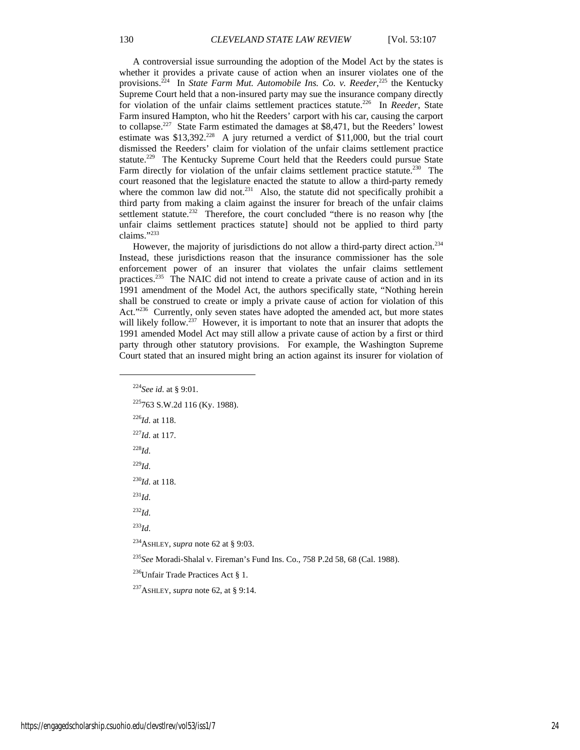A controversial issue surrounding the adoption of the Model Act by the states is whether it provides a private cause of action when an insurer violates one of the provisions.[224] In *State Farm Mut. Automobile Ins. Co. v. Reeder*,[225] the Kentucky Supreme Court held that a non-insured party may sue the insurance company directly for violation of the unfair claims settlement practices statute.[226] In *Reeder*, State Farm insured Hampton, who hit the Reeders' carport with his car, causing the carport to collapse.[227] State Farm estimated the damages at $8,471, but the Reeders' lowest estimate was $13,392.[228] A jury returned a verdict of $11,000, but the trial court dismissed the Reeders' claim for violation of the unfair claims settlement practice statute.[229] The Kentucky Supreme Court held that the Reeders could pursue State Farm directly for violation of the unfair claims settlement practice statute.[230] The court reasoned that the legislature enacted the statute to allow a third-party remedy where the common law did not.[231] Also, the statute did not specifically prohibit a third party from making a claim against the insurer for breach of the unfair claims settlement statute.[232] Therefore, the court concluded "there is no reason why [the unfair claims settlement practices statute] should not be applied to third party claims."[233]

However, the majority of jurisdictions do not allow a third-party direct action.[234] Instead, these jurisdictions reason that the insurance commissioner has the sole enforcement power of an insurer that violates the unfair claims settlement practices.[235] The NAIC did not intend to create a private cause of action and in its 1991 amendment of the Model Act, the authors specifically state, "Nothing herein shall be construed to create or imply a private cause of action for violation of this Act."[236] Currently, only seven states have adopted the amended act, but more states will likely follow.[237] However, it is important to note that an insurer that adopts the 1991 amended Model Act may still allow a private cause of action by a first or third party through other statutory provisions. For example, the Washington Supreme Court stated that an insured might bring an action against its insurer for violation of

---

[224]*See id.* at § 9:01.

[225]763 S.W.2d 116 (Ky. 1988).

[226]*Id.* at 118.

[227]*Id.* at 117.

[228]*Id.*

[229]*Id.*

[230]*Id.* at 118.

[231]*Id.*

[232]*Id.*

[233]*Id.*

[234]ASHLEY, *supra* note 62 at § 9:03.

[235]*See* Moradi-Shalal v. Fireman's Fund Ins. Co., 758 P.2d 58, 68 (Cal. 1988).

[236]Unfair Trade Practices Act § 1.

[237]ASHLEY, *supra* note 62, at § 9:14.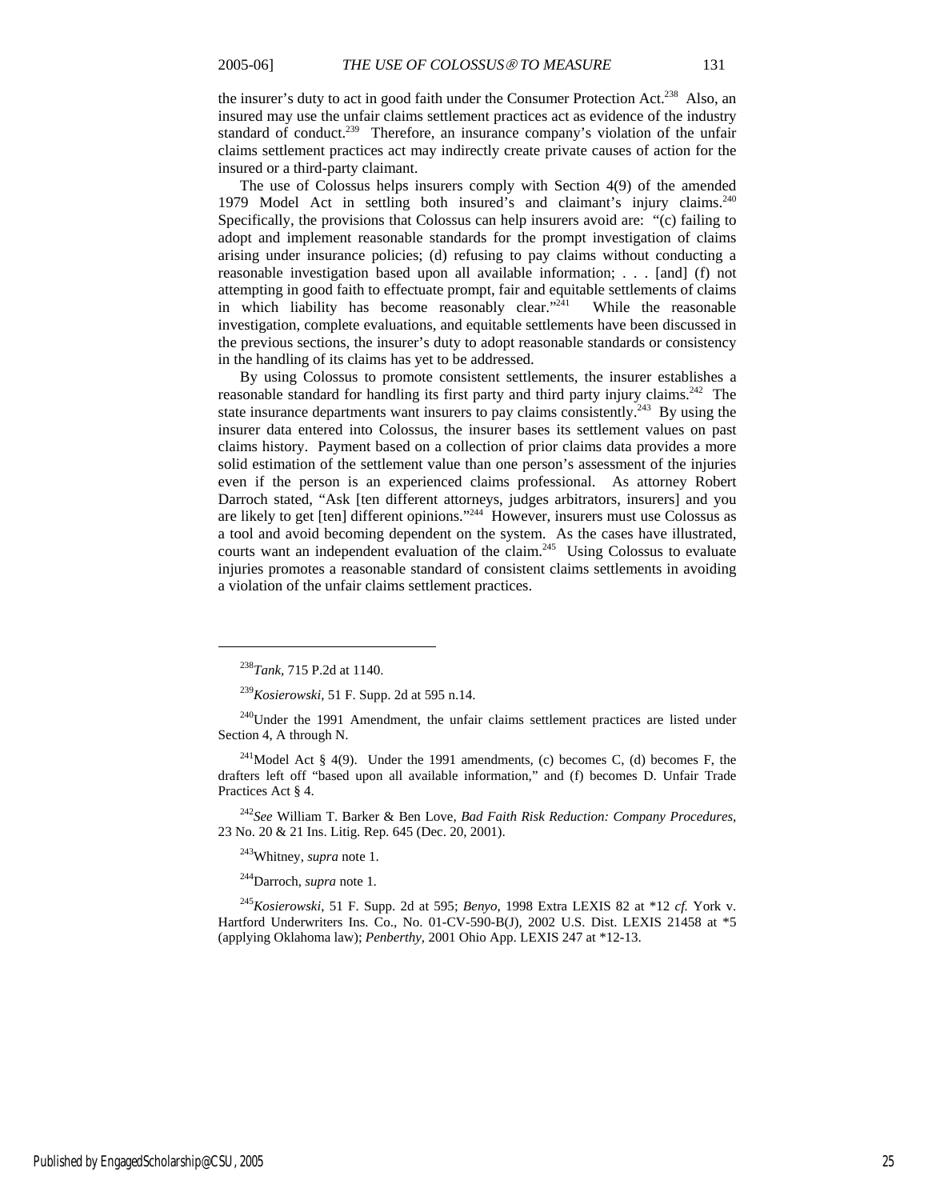the insurer's duty to act in good faith under the Consumer Protection Act.[238] Also, an insured may use the unfair claims settlement practices act as evidence of the industry standard of conduct.[239] Therefore, an insurance company's violation of the unfair claims settlement practices act may indirectly create private causes of action for the insured or a third-party claimant.

The use of Colossus helps insurers comply with Section 4(9) of the amended 1979 Model Act in settling both insured's and claimant's injury claims.[240] Specifically, the provisions that Colossus can help insurers avoid are: "(c) failing to adopt and implement reasonable standards for the prompt investigation of claims arising under insurance policies; (d) refusing to pay claims without conducting a reasonable investigation based upon all available information; . . . [and] (f) not attempting in good faith to effectuate prompt, fair and equitable settlements of claims in which liability has become reasonably clear."[241] While the reasonable investigation, complete evaluations, and equitable settlements have been discussed in the previous sections, the insurer's duty to adopt reasonable standards or consistency in the handling of its claims has yet to be addressed.

By using Colossus to promote consistent settlements, the insurer establishes a reasonable standard for handling its first party and third party injury claims.[242] The state insurance departments want insurers to pay claims consistently.[243] By using the insurer data entered into Colossus, the insurer bases its settlement values on past claims history. Payment based on a collection of prior claims data provides a more solid estimation of the settlement value than one person's assessment of the injuries even if the person is an experienced claims professional. As attorney Robert Darroch stated, "Ask [ten different attorneys, judges arbitrators, insurers] and you are likely to get [ten] different opinions."[244] However, insurers must use Colossus as a tool and avoid becoming dependent on the system. As the cases have illustrated, courts want an independent evaluation of the claim.[245] Using Colossus to evaluate injuries promotes a reasonable standard of consistent claims settlements in avoiding a violation of the unfair claims settlement practices.

---

[238] *Tank*, 715 P.2d at 1140.

[239] *Kosierowski*, 51 F. Supp. 2d at 595 n.14.

[240] Under the 1991 Amendment, the unfair claims settlement practices are listed under Section 4, A through N.

[241] Model Act § 4(9). Under the 1991 amendments, (c) becomes C, (d) becomes F, the drafters left off "based upon all available information," and (f) becomes D. Unfair Trade Practices Act § 4.

[242] *See* William T. Barker & Ben Love, *Bad Faith Risk Reduction: Company Procedures*, 23 No. 20 & 21 Ins. Litig. Rep. 645 (Dec. 20, 2001).

[243] Whitney, *supra* note 1.

[244] Darroch, *supra* note 1.

[245] *Kosierowski*, 51 F. Supp. 2d at 595; *Benyo*, 1998 Extra LEXIS 82 at *12 *cf.* York v. Hartford Underwriters Ins. Co., No. 01-CV-590-B(J), 2002 U.S. Dist. LEXIS 21458 at *5 (applying Oklahoma law); *Penberthy*, 2001 Ohio App. LEXIS 247 at *12-13.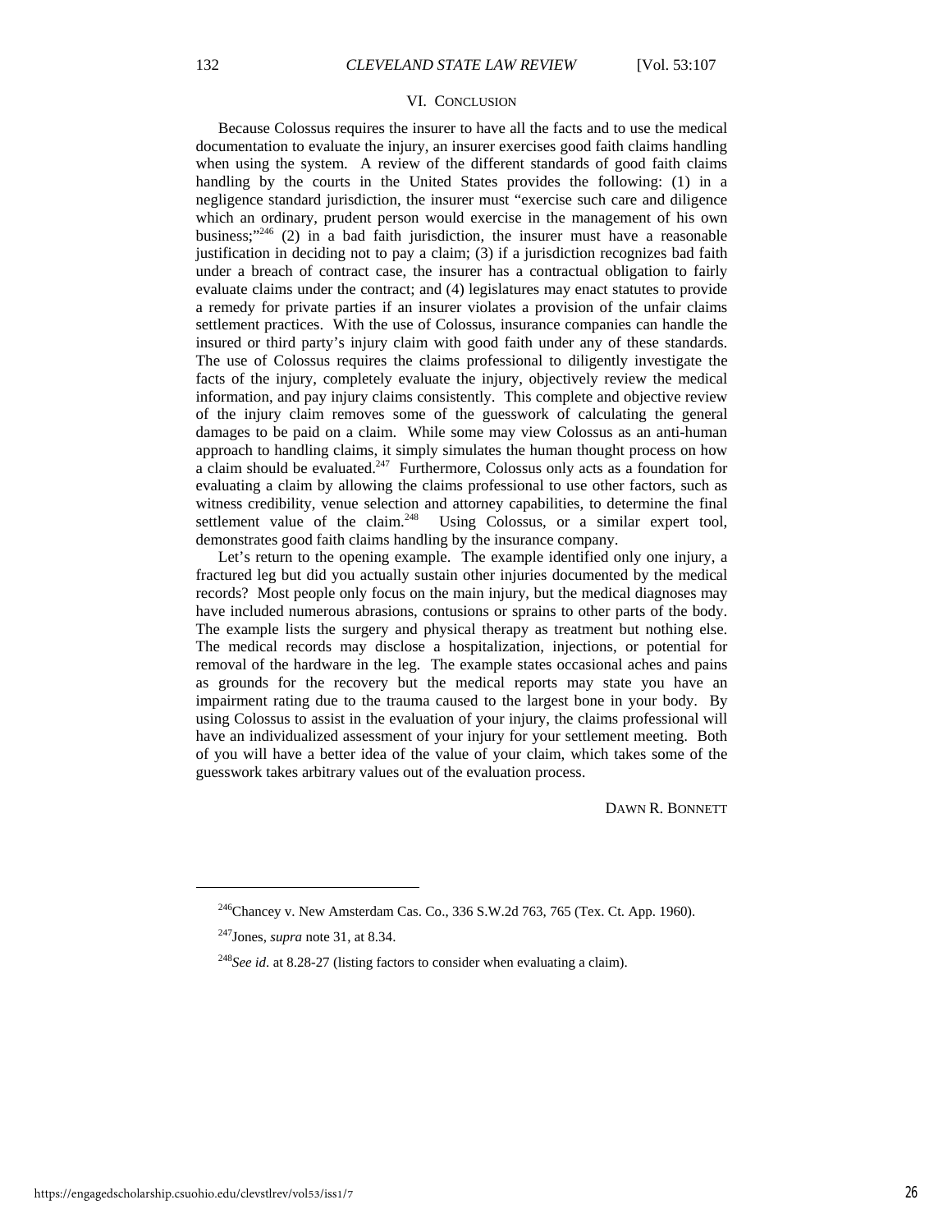## VI. CONCLUSION

Because Colossus requires the insurer to have all the facts and to use the medical documentation to evaluate the injury, an insurer exercises good faith claims handling when using the system. A review of the different standards of good faith claims handling by the courts in the United States provides the following: (1) in a negligence standard jurisdiction, the insurer must "exercise such care and diligence which an ordinary, prudent person would exercise in the management of his own business;"[246] (2) in a bad faith jurisdiction, the insurer must have a reasonable justification in deciding not to pay a claim; (3) if a jurisdiction recognizes bad faith under a breach of contract case, the insurer has a contractual obligation to fairly evaluate claims under the contract; and (4) legislatures may enact statutes to provide a remedy for private parties if an insurer violates a provision of the unfair claims settlement practices. With the use of Colossus, insurance companies can handle the insured or third party's injury claim with good faith under any of these standards. The use of Colossus requires the claims professional to diligently investigate the facts of the injury, completely evaluate the injury, objectively review the medical information, and pay injury claims consistently. This complete and objective review of the injury claim removes some of the guesswork of calculating the general damages to be paid on a claim. While some may view Colossus as an anti-human approach to handling claims, it simply simulates the human thought process on how a claim should be evaluated.[247] Furthermore, Colossus only acts as a foundation for evaluating a claim by allowing the claims professional to use other factors, such as witness credibility, venue selection and attorney capabilities, to determine the final settlement value of the claim.[248] Using Colossus, or a similar expert tool, demonstrates good faith claims handling by the insurance company.

Let's return to the opening example. The example identified only one injury, a fractured leg but did you actually sustain other injuries documented by the medical records? Most people only focus on the main injury, but the medical diagnoses may have included numerous abrasions, contusions or sprains to other parts of the body. The example lists the surgery and physical therapy as treatment but nothing else. The medical records may disclose a hospitalization, injections, or potential for removal of the hardware in the leg. The example states occasional aches and pains as grounds for the recovery but the medical reports may state you have an impairment rating due to the trauma caused to the largest bone in your body. By using Colossus to assist in the evaluation of your injury, the claims professional will have an individualized assessment of your injury for your settlement meeting. Both of you will have a better idea of the value of your claim, which takes some of the guesswork takes arbitrary values out of the evaluation process.

DAWN R. BONNETT

---

[246] Chancey v. New Amsterdam Cas. Co., 336 S.W.2d 763, 765 (Tex. Ct. App. 1960).

[247] Jones, *supra* note 31, at 8.34.

[248] *See id.* at 8.28-27 (listing factors to consider when evaluating a claim).